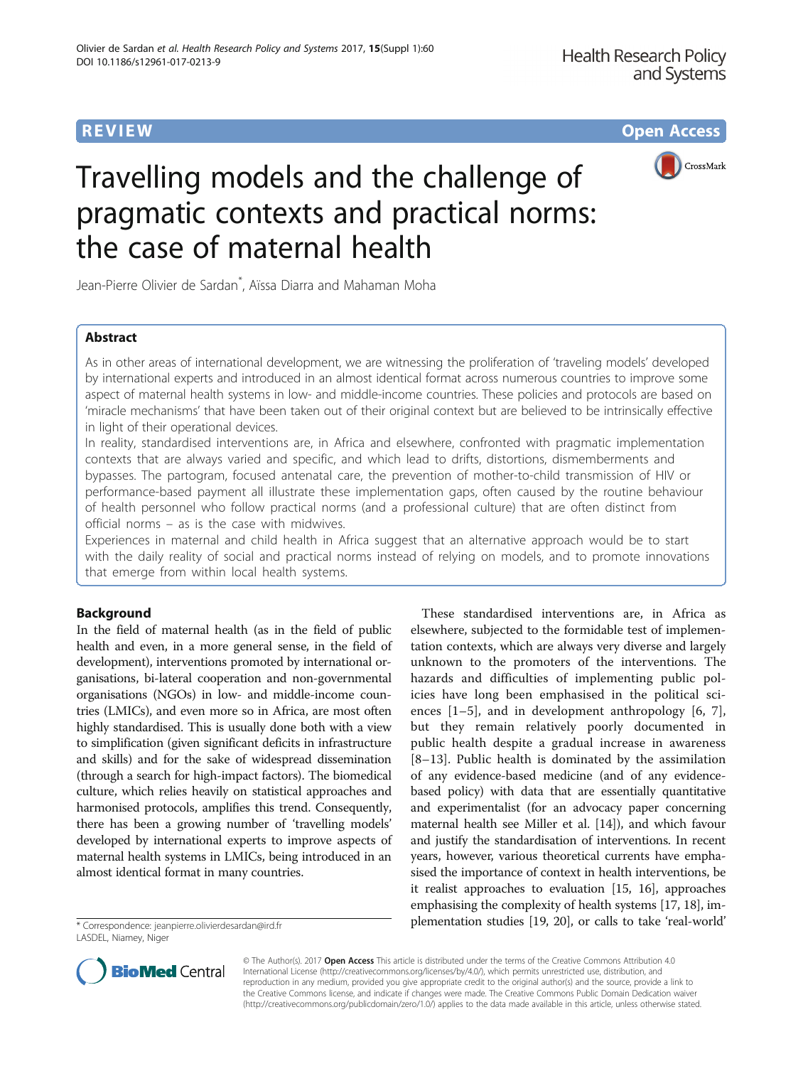**REVIEW** **Open Access**

# Travelling models and the challenge of pragmatic contexts and practical norms: the case of maternal health

Jean-Pierre Olivier de Sardan*, Aïssa Diarra and Mahaman Moha

## Abstract

As in other areas of international development, we are witnessing the proliferation of 'traveling models' developed by international experts and introduced in an almost identical format across numerous countries to improve some aspect of maternal health systems in low- and middle-income countries. These policies and protocols are based on 'miracle mechanisms' that have been taken out of their original context but are believed to be intrinsically effective in light of their operational devices.

In reality, standardised interventions are, in Africa and elsewhere, confronted with pragmatic implementation contexts that are always varied and specific, and which lead to drifts, distortions, dismemberments and bypasses. The partogram, focused antenatal care, the prevention of mother-to-child transmission of HIV or performance-based payment all illustrate these implementation gaps, often caused by the routine behaviour of health personnel who follow practical norms (and a professional culture) that are often distinct from official norms – as is the case with midwives.

Experiences in maternal and child health in Africa suggest that an alternative approach would be to start with the daily reality of social and practical norms instead of relying on models, and to promote innovations that emerge from within local health systems.

## Background

In the field of maternal health (as in the field of public health and even, in a more general sense, in the field of development), interventions promoted by international organisations, bi-lateral cooperation and non-governmental organisations (NGOs) in low- and middle-income countries (LMICs), and even more so in Africa, are most often highly standardised. This is usually done both with a view to simplification (given significant deficits in infrastructure and skills) and for the sake of widespread dissemination (through a search for high-impact factors). The biomedical culture, which relies heavily on statistical approaches and harmonised protocols, amplifies this trend. Consequently, there has been a growing number of 'travelling models' developed by international experts to improve aspects of maternal health systems in LMICs, being introduced in an almost identical format in many countries.

These standardised interventions are, in Africa as elsewhere, subjected to the formidable test of implementation contexts, which are always very diverse and largely unknown to the promoters of the interventions. The hazards and difficulties of implementing public policies have long been emphasised in the political sciences [1–5], and in development anthropology [6, 7], but they remain relatively poorly documented in public health despite a gradual increase in awareness [8–13]. Public health is dominated by the assimilation of any evidence-based medicine (and of any evidence-based policy) with data that are essentially quantitative and experimentalist (for an advocacy paper concerning maternal health see Miller et al. [14]), and which favour and justify the standardisation of interventions. In recent years, however, various theoretical currents have emphasised the importance of context in health interventions, be it realist approaches to evaluation [15, 16], approaches emphasising the complexity of health systems [17, 18], implementation studies [19, 20], or calls to take 'real-world'

* Correspondence: jeanpierre.olivierdesardan@ird.fr
LASDEL, Niamey, Niger

© The Author(s). 2017 **Open Access** This article is distributed under the terms of the Creative Commons Attribution 4.0 International License (http://creativecommons.org/licenses/by/4.0/), which permits unrestricted use, distribution, and reproduction in any medium, provided you give appropriate credit to the original author(s) and the source, provide a link to the Creative Commons license, and indicate if changes were made. The Creative Commons Public Domain Dedication waiver (http://creativecommons.org/publicdomain/zero/1.0/) applies to the data made available in this article, unless otherwise stated.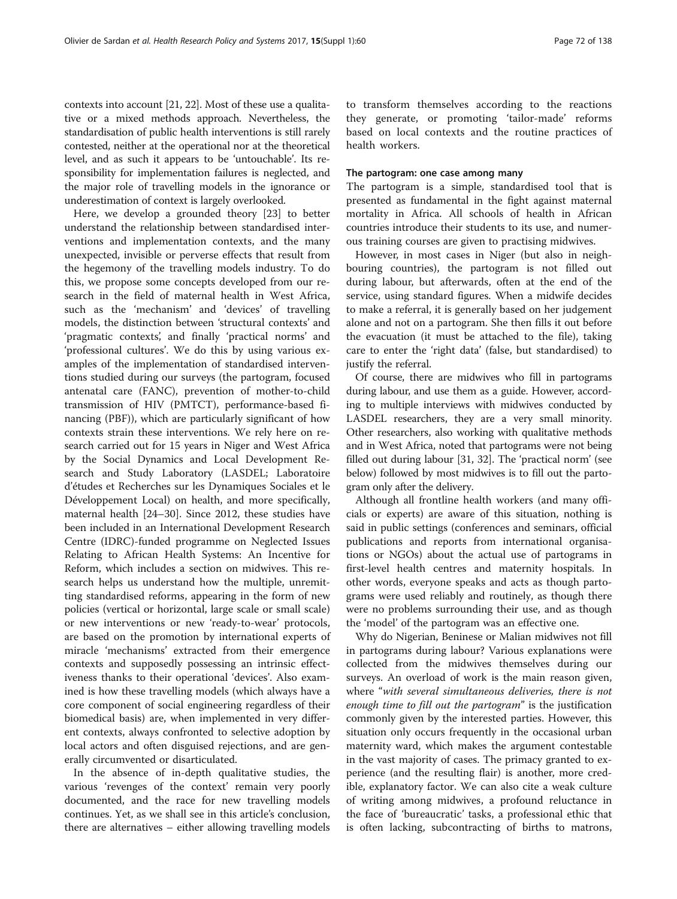contexts into account [21, 22]. Most of these use a qualitative or a mixed methods approach. Nevertheless, the standardisation of public health interventions is still rarely contested, neither at the operational nor at the theoretical level, and as such it appears to be 'untouchable'. Its responsibility for implementation failures is neglected, and the major role of travelling models in the ignorance or underestimation of context is largely overlooked.

Here, we develop a grounded theory [23] to better understand the relationship between standardised interventions and implementation contexts, and the many unexpected, invisible or perverse effects that result from the hegemony of the travelling models industry. To do this, we propose some concepts developed from our research in the field of maternal health in West Africa, such as the 'mechanism' and 'devices' of travelling models, the distinction between 'structural contexts' and 'pragmatic contexts', and finally 'practical norms' and 'professional cultures'. We do this by using various examples of the implementation of standardised interventions studied during our surveys (the partogram, focused antenatal care (FANC), prevention of mother-to-child transmission of HIV (PMTCT), performance-based financing (PBF)), which are particularly significant of how contexts strain these interventions. We rely here on research carried out for 15 years in Niger and West Africa by the Social Dynamics and Local Development Research and Study Laboratory (LASDEL; Laboratoire d'études et Recherches sur les Dynamiques Sociales et le Développement Local) on health, and more specifically, maternal health [24–30]. Since 2012, these studies have been included in an International Development Research Centre (IDRC)-funded programme on Neglected Issues Relating to African Health Systems: An Incentive for Reform, which includes a section on midwives. This research helps us understand how the multiple, unremitting standardised reforms, appearing in the form of new policies (vertical or horizontal, large scale or small scale) or new interventions or new 'ready-to-wear' protocols, are based on the promotion by international experts of miracle 'mechanisms' extracted from their emergence contexts and supposedly possessing an intrinsic effectiveness thanks to their operational 'devices'. Also examined is how these travelling models (which always have a core component of social engineering regardless of their biomedical basis) are, when implemented in very different contexts, always confronted to selective adoption by local actors and often disguised rejections, and are generally circumvented or disarticulated.

In the absence of in-depth qualitative studies, the various 'revenges of the context' remain very poorly documented, and the race for new travelling models continues. Yet, as we shall see in this article's conclusion, there are alternatives – either allowing travelling models to transform themselves according to the reactions they generate, or promoting 'tailor-made' reforms based on local contexts and the routine practices of health workers.

### The partogram: one case among many

The partogram is a simple, standardised tool that is presented as fundamental in the fight against maternal mortality in Africa. All schools of health in African countries introduce their students to its use, and numerous training courses are given to practising midwives.

However, in most cases in Niger (but also in neighbouring countries), the partogram is not filled out during labour, but afterwards, often at the end of the service, using standard figures. When a midwife decides to make a referral, it is generally based on her judgement alone and not on a partogram. She then fills it out before the evacuation (it must be attached to the file), taking care to enter the 'right data' (false, but standardised) to justify the referral.

Of course, there are midwives who fill in partograms during labour, and use them as a guide. However, according to multiple interviews with midwives conducted by LASDEL researchers, they are a very small minority. Other researchers, also working with qualitative methods and in West Africa, noted that partograms were not being filled out during labour [31, 32]. The 'practical norm' (see below) followed by most midwives is to fill out the partogram only after the delivery.

Although all frontline health workers (and many officials or experts) are aware of this situation, nothing is said in public settings (conferences and seminars, official publications and reports from international organisations or NGOs) about the actual use of partograms in first-level health centres and maternity hospitals. In other words, everyone speaks and acts as though partograms were used reliably and routinely, as though there were no problems surrounding their use, and as though the 'model' of the partogram was an effective one.

Why do Nigerian, Beninese or Malian midwives not fill in partograms during labour? Various explanations were collected from the midwives themselves during our surveys. An overload of work is the main reason given, where "*with several simultaneous deliveries, there is not enough time to fill out the partogram*" is the justification commonly given by the interested parties. However, this situation only occurs frequently in the occasional urban maternity ward, which makes the argument contestable in the vast majority of cases. The primacy granted to experience (and the resulting flair) is another, more credible, explanatory factor. We can also cite a weak culture of writing among midwives, a profound reluctance in the face of 'bureaucratic' tasks, a professional ethic that is often lacking, subcontracting of births to matrons,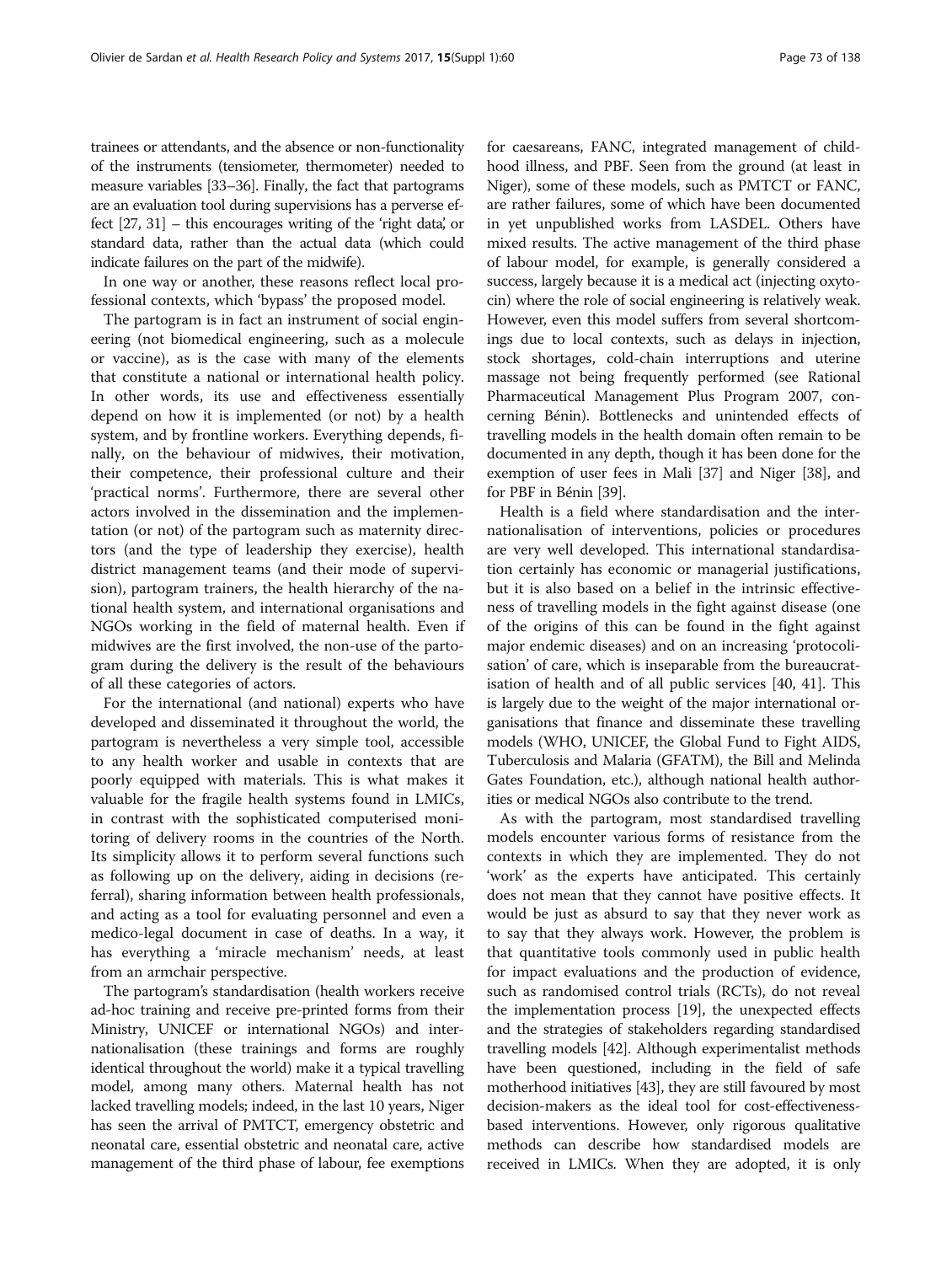trainees or attendants, and the absence or non-functionality of the instruments (tensiometer, thermometer) needed to measure variables [33–36]. Finally, the fact that partograms are an evaluation tool during supervisions has a perverse effect [27, 31] – this encourages writing of the 'right data', or standard data, rather than the actual data (which could indicate failures on the part of the midwife).

In one way or another, these reasons reflect local professional contexts, which 'bypass' the proposed model.

The partogram is in fact an instrument of social engineering (not biomedical engineering, such as a molecule or vaccine), as is the case with many of the elements that constitute a national or international health policy. In other words, its use and effectiveness essentially depend on how it is implemented (or not) by a health system, and by frontline workers. Everything depends, finally, on the behaviour of midwives, their motivation, their competence, their professional culture and their 'practical norms'. Furthermore, there are several other actors involved in the dissemination and the implementation (or not) of the partogram such as maternity directors (and the type of leadership they exercise), health district management teams (and their mode of supervision), partogram trainers, the health hierarchy of the national health system, and international organisations and NGOs working in the field of maternal health. Even if midwives are the first involved, the non-use of the partogram during the delivery is the result of the behaviours of all these categories of actors.

For the international (and national) experts who have developed and disseminated it throughout the world, the partogram is nevertheless a very simple tool, accessible to any health worker and usable in contexts that are poorly equipped with materials. This is what makes it valuable for the fragile health systems found in LMICs, in contrast with the sophisticated computerised monitoring of delivery rooms in the countries of the North. Its simplicity allows it to perform several functions such as following up on the delivery, aiding in decisions (referral), sharing information between health professionals, and acting as a tool for evaluating personnel and even a medico-legal document in case of deaths. In a way, it has everything a 'miracle mechanism' needs, at least from an armchair perspective.

The partogram's standardisation (health workers receive ad-hoc training and receive pre-printed forms from their Ministry, UNICEF or international NGOs) and internationalisation (these trainings and forms are roughly identical throughout the world) make it a typical travelling model, among many others. Maternal health has not lacked travelling models; indeed, in the last 10 years, Niger has seen the arrival of PMTCT, emergency obstetric and neonatal care, essential obstetric and neonatal care, active management of the third phase of labour, fee exemptions for caesareans, FANC, integrated management of childhood illness, and PBF. Seen from the ground (at least in Niger), some of these models, such as PMTCT or FANC, are rather failures, some of which have been documented in yet unpublished works from LASDEL. Others have mixed results. The active management of the third phase of labour model, for example, is generally considered a success, largely because it is a medical act (injecting oxytocin) where the role of social engineering is relatively weak. However, even this model suffers from several shortcomings due to local contexts, such as delays in injection, stock shortages, cold-chain interruptions and uterine massage not being frequently performed (see Rational Pharmaceutical Management Plus Program 2007, concerning Bénin). Bottlenecks and unintended effects of travelling models in the health domain often remain to be documented in any depth, though it has been done for the exemption of user fees in Mali [37] and Niger [38], and for PBF in Bénin [39].

Health is a field where standardisation and the internationalisation of interventions, policies or procedures are very well developed. This international standardisation certainly has economic or managerial justifications, but it is also based on a belief in the intrinsic effectiveness of travelling models in the fight against disease (one of the origins of this can be found in the fight against major endemic diseases) and on an increasing 'protocolisation' of care, which is inseparable from the bureaucratisation of health and of all public services [40, 41]. This is largely due to the weight of the major international organisations that finance and disseminate these travelling models (WHO, UNICEF, the Global Fund to Fight AIDS, Tuberculosis and Malaria (GFATM), the Bill and Melinda Gates Foundation, etc.), although national health authorities or medical NGOs also contribute to the trend.

As with the partogram, most standardised travelling models encounter various forms of resistance from the contexts in which they are implemented. They do not 'work' as the experts have anticipated. This certainly does not mean that they cannot have positive effects. It would be just as absurd to say that they never work as to say that they always work. However, the problem is that quantitative tools commonly used in public health for impact evaluations and the production of evidence, such as randomised control trials (RCTs), do not reveal the implementation process [19], the unexpected effects and the strategies of stakeholders regarding standardised travelling models [42]. Although experimentalist methods have been questioned, including in the field of safe motherhood initiatives [43], they are still favoured by most decision-makers as the ideal tool for cost-effectiveness-based interventions. However, only rigorous qualitative methods can describe how standardised models are received in LMICs. When they are adopted, it is only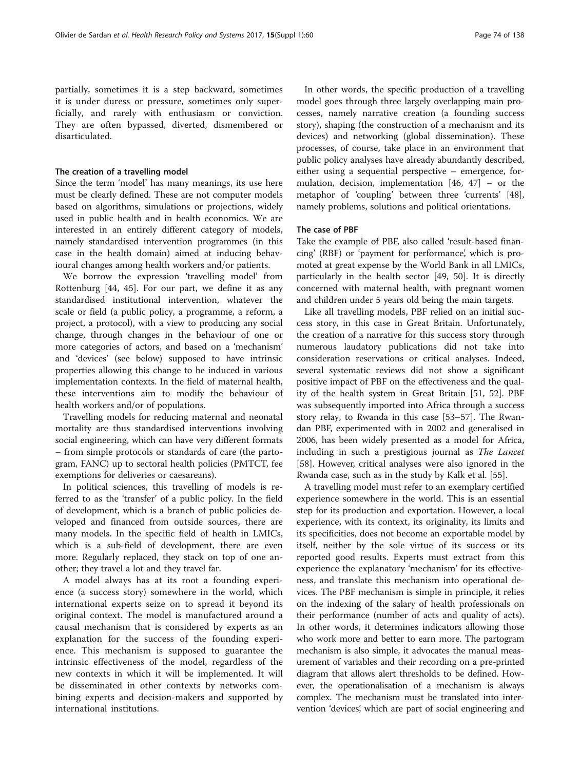partially, sometimes it is a step backward, sometimes it is under duress or pressure, sometimes only superficially, and rarely with enthusiasm or conviction. They are often bypassed, diverted, dismembered or disarticulated.

#### The creation of a travelling model

Since the term 'model' has many meanings, its use here must be clearly defined. These are not computer models based on algorithms, simulations or projections, widely used in public health and in health economics. We are interested in an entirely different category of models, namely standardised intervention programmes (in this case in the health domain) aimed at inducing behavioural changes among health workers and/or patients.

We borrow the expression 'travelling model' from Rottenburg [44, 45]. For our part, we define it as any standardised institutional intervention, whatever the scale or field (a public policy, a programme, a reform, a project, a protocol), with a view to producing any social change, through changes in the behaviour of one or more categories of actors, and based on a 'mechanism' and 'devices' (see below) supposed to have intrinsic properties allowing this change to be induced in various implementation contexts. In the field of maternal health, these interventions aim to modify the behaviour of health workers and/or of populations.

Travelling models for reducing maternal and neonatal mortality are thus standardised interventions involving social engineering, which can have very different formats – from simple protocols or standards of care (the partogram, FANC) up to sectoral health policies (PMTCT, fee exemptions for deliveries or caesareans).

In political sciences, this travelling of models is referred to as the 'transfer' of a public policy. In the field of development, which is a branch of public policies developed and financed from outside sources, there are many models. In the specific field of health in LMICs, which is a sub-field of development, there are even more. Regularly replaced, they stack on top of one another; they travel a lot and they travel far.

A model always has at its root a founding experience (a success story) somewhere in the world, which international experts seize on to spread it beyond its original context. The model is manufactured around a causal mechanism that is considered by experts as an explanation for the success of the founding experience. This mechanism is supposed to guarantee the intrinsic effectiveness of the model, regardless of the new contexts in which it will be implemented. It will be disseminated in other contexts by networks combining experts and decision-makers and supported by international institutions.

In other words, the specific production of a travelling model goes through three largely overlapping main processes, namely narrative creation (a founding success story), shaping (the construction of a mechanism and its devices) and networking (global dissemination). These processes, of course, take place in an environment that public policy analyses have already abundantly described, either using a sequential perspective – emergence, formulation, decision, implementation [46, 47] – or the metaphor of 'coupling' between three 'currents' [48], namely problems, solutions and political orientations.

#### The case of PBF

Take the example of PBF, also called 'result-based financing' (RBF) or 'payment for performance', which is promoted at great expense by the World Bank in all LMICs, particularly in the health sector [49, 50]. It is directly concerned with maternal health, with pregnant women and children under 5 years old being the main targets.

Like all travelling models, PBF relied on an initial success story, in this case in Great Britain. Unfortunately, the creation of a narrative for this success story through numerous laudatory publications did not take into consideration reservations or critical analyses. Indeed, several systematic reviews did not show a significant positive impact of PBF on the effectiveness and the quality of the health system in Great Britain [51, 52]. PBF was subsequently imported into Africa through a success story relay, to Rwanda in this case [53–57]. The Rwandan PBF, experimented with in 2002 and generalised in 2006, has been widely presented as a model for Africa, including in such a prestigious journal as *The Lancet* [58]. However, critical analyses were also ignored in the Rwanda case, such as in the study by Kalk et al. [55].

A travelling model must refer to an exemplary certified experience somewhere in the world. This is an essential step for its production and exportation. However, a local experience, with its context, its originality, its limits and its specificities, does not become an exportable model by itself, neither by the sole virtue of its success or its reported good results. Experts must extract from this experience the explanatory 'mechanism' for its effectiveness, and translate this mechanism into operational devices. The PBF mechanism is simple in principle, it relies on the indexing of the salary of health professionals on their performance (number of acts and quality of acts). In other words, it determines indicators allowing those who work more and better to earn more. The partogram mechanism is also simple, it advocates the manual measurement of variables and their recording on a pre-printed diagram that allows alert thresholds to be defined. However, the operationalisation of a mechanism is always complex. The mechanism must be translated into intervention 'devices', which are part of social engineering and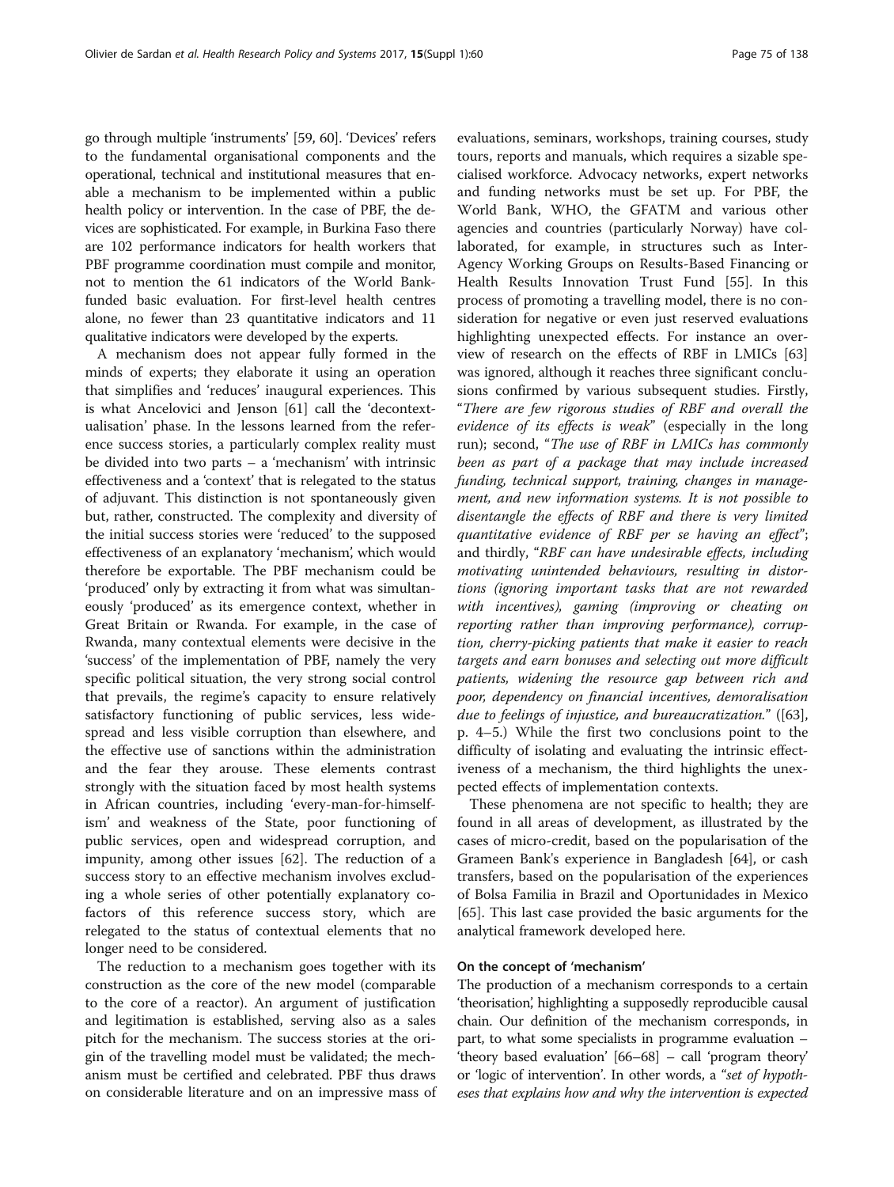go through multiple 'instruments' [59, 60]. 'Devices' refers to the fundamental organisational components and the operational, technical and institutional measures that enable a mechanism to be implemented within a public health policy or intervention. In the case of PBF, the devices are sophisticated. For example, in Burkina Faso there are 102 performance indicators for health workers that PBF programme coordination must compile and monitor, not to mention the 61 indicators of the World Bank-funded basic evaluation. For first-level health centres alone, no fewer than 23 quantitative indicators and 11 qualitative indicators were developed by the experts.

A mechanism does not appear fully formed in the minds of experts; they elaborate it using an operation that simplifies and 'reduces' inaugural experiences. This is what Ancelovici and Jenson [61] call the 'decontextualisation' phase. In the lessons learned from the reference success stories, a particularly complex reality must be divided into two parts – a 'mechanism' with intrinsic effectiveness and a 'context' that is relegated to the status of adjuvant. This distinction is not spontaneously given but, rather, constructed. The complexity and diversity of the initial success stories were 'reduced' to the supposed effectiveness of an explanatory 'mechanism', which would therefore be exportable. The PBF mechanism could be 'produced' only by extracting it from what was simultaneously 'produced' as its emergence context, whether in Great Britain or Rwanda. For example, in the case of Rwanda, many contextual elements were decisive in the 'success' of the implementation of PBF, namely the very specific political situation, the very strong social control that prevails, the regime's capacity to ensure relatively satisfactory functioning of public services, less widespread and less visible corruption than elsewhere, and the effective use of sanctions within the administration and the fear they arouse. These elements contrast strongly with the situation faced by most health systems in African countries, including 'every-man-for-himself-ism' and weakness of the State, poor functioning of public services, open and widespread corruption, and impunity, among other issues [62]. The reduction of a success story to an effective mechanism involves excluding a whole series of other potentially explanatory co-factors of this reference success story, which are relegated to the status of contextual elements that no longer need to be considered.

The reduction to a mechanism goes together with its construction as the core of the new model (comparable to the core of a reactor). An argument of justification and legitimation is established, serving also as a sales pitch for the mechanism. The success stories at the origin of the travelling model must be validated; the mechanism must be certified and celebrated. PBF thus draws on considerable literature and on an impressive mass of evaluations, seminars, workshops, training courses, study tours, reports and manuals, which requires a sizable specialised workforce. Advocacy networks, expert networks and funding networks must be set up. For PBF, the World Bank, WHO, the GFATM and various other agencies and countries (particularly Norway) have collaborated, for example, in structures such as Inter-Agency Working Groups on Results-Based Financing or Health Results Innovation Trust Fund [55]. In this process of promoting a travelling model, there is no consideration for negative or even just reserved evaluations highlighting unexpected effects. For instance an overview of research on the effects of RBF in LMICs [63] was ignored, although it reaches three significant conclusions confirmed by various subsequent studies. Firstly, "*There are few rigorous studies of RBF and overall the evidence of its effects is weak*" (especially in the long run); second, "*The use of RBF in LMICs has commonly been as part of a package that may include increased funding, technical support, training, changes in management, and new information systems. It is not possible to disentangle the effects of RBF and there is very limited quantitative evidence of RBF per se having an effect*"; and thirdly, "*RBF can have undesirable effects, including motivating unintended behaviours, resulting in distortions (ignoring important tasks that are not rewarded with incentives), gaming (improving or cheating on reporting rather than improving performance), corruption, cherry-picking patients that make it easier to reach targets and earn bonuses and selecting out more difficult patients, widening the resource gap between rich and poor, dependency on financial incentives, demoralisation due to feelings of injustice, and bureaucratization.*" ([63], p. 4–5.) While the first two conclusions point to the difficulty of isolating and evaluating the intrinsic effectiveness of a mechanism, the third highlights the unexpected effects of implementation contexts.

These phenomena are not specific to health; they are found in all areas of development, as illustrated by the cases of micro-credit, based on the popularisation of the Grameen Bank's experience in Bangladesh [64], or cash transfers, based on the popularisation of the experiences of Bolsa Familia in Brazil and Oportunidades in Mexico [65]. This last case provided the basic arguments for the analytical framework developed here.

#### On the concept of 'mechanism'

The production of a mechanism corresponds to a certain 'theorisation', highlighting a supposedly reproducible causal chain. Our definition of the mechanism corresponds, in part, to what some specialists in programme evaluation – 'theory based evaluation' [66–68] – call 'program theory' or 'logic of intervention'. In other words, a "*set of hypotheses that explains how and why the intervention is expected*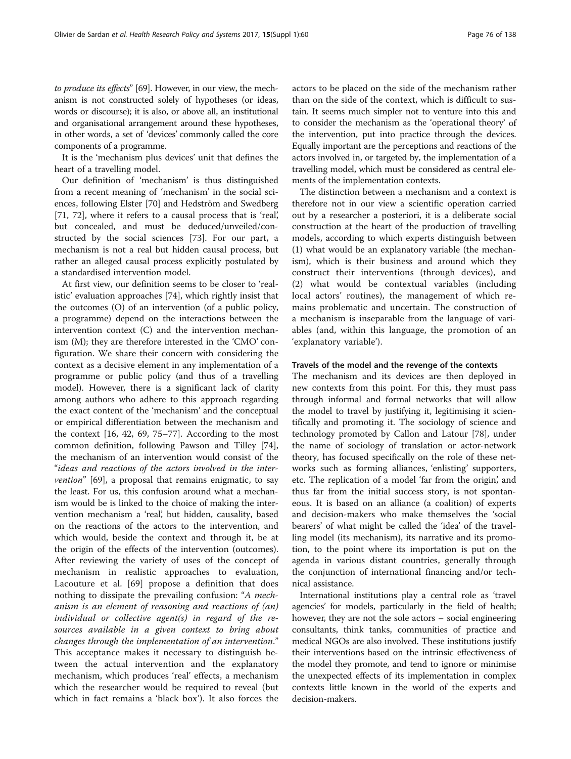*to produce its effects*" [69]. However, in our view, the mechanism is not constructed solely of hypotheses (or ideas, words or discourse); it is also, or above all, an institutional and organisational arrangement around these hypotheses, in other words, a set of 'devices' commonly called the core components of a programme.

It is the 'mechanism plus devices' unit that defines the heart of a travelling model.

Our definition of 'mechanism' is thus distinguished from a recent meaning of 'mechanism' in the social sciences, following Elster [70] and Hedström and Swedberg [71, 72], where it refers to a causal process that is 'real', but concealed, and must be deduced/unveiled/constructed by the social sciences [73]. For our part, a mechanism is not a real but hidden causal process, but rather an alleged causal process explicitly postulated by a standardised intervention model.

At first view, our definition seems to be closer to 'realistic' evaluation approaches [74], which rightly insist that the outcomes (O) of an intervention (of a public policy, a programme) depend on the interactions between the intervention context (C) and the intervention mechanism (M); they are therefore interested in the 'CMO' configuration. We share their concern with considering the context as a decisive element in any implementation of a programme or public policy (and thus of a travelling model). However, there is a significant lack of clarity among authors who adhere to this approach regarding the exact content of the 'mechanism' and the conceptual or empirical differentiation between the mechanism and the context [16, 42, 69, 75–77]. According to the most common definition, following Pawson and Tilley [74], the mechanism of an intervention would consist of the "*ideas and reactions of the actors involved in the intervention*" [69], a proposal that remains enigmatic, to say the least. For us, this confusion around what a mechanism would be is linked to the choice of making the intervention mechanism a 'real', but hidden, causality, based on the reactions of the actors to the intervention, and which would, beside the context and through it, be at the origin of the effects of the intervention (outcomes). After reviewing the variety of uses of the concept of mechanism in realistic approaches to evaluation, Lacouture et al. [69] propose a definition that does nothing to dissipate the prevailing confusion: "*A mechanism is an element of reasoning and reactions of (an) individual or collective agent(s) in regard of the resources available in a given context to bring about changes through the implementation of an intervention.*" This acceptance makes it necessary to distinguish between the actual intervention and the explanatory mechanism, which produces 'real' effects, a mechanism which the researcher would be required to reveal (but which in fact remains a 'black box'). It also forces the actors to be placed on the side of the mechanism rather than on the side of the context, which is difficult to sustain. It seems much simpler not to venture into this and to consider the mechanism as the 'operational theory' of the intervention, put into practice through the devices. Equally important are the perceptions and reactions of the actors involved in, or targeted by, the implementation of a travelling model, which must be considered as central elements of the implementation contexts.

The distinction between a mechanism and a context is therefore not in our view a scientific operation carried out by a researcher a posteriori, it is a deliberate social construction at the heart of the production of travelling models, according to which experts distinguish between (1) what would be an explanatory variable (the mechanism), which is their business and around which they construct their interventions (through devices), and (2) what would be contextual variables (including local actors' routines), the management of which remains problematic and uncertain. The construction of a mechanism is inseparable from the language of variables (and, within this language, the promotion of an 'explanatory variable').

### Travels of the model and the revenge of the contexts

The mechanism and its devices are then deployed in new contexts from this point. For this, they must pass through informal and formal networks that will allow the model to travel by justifying it, legitimising it scientifically and promoting it. The sociology of science and technology promoted by Callon and Latour [78], under the name of sociology of translation or actor-network theory, has focused specifically on the role of these networks such as forming alliances, 'enlisting' supporters, etc. The replication of a model 'far from the origin', and thus far from the initial success story, is not spontaneous. It is based on an alliance (a coalition) of experts and decision-makers who make themselves the 'social bearers' of what might be called the 'idea' of the travelling model (its mechanism), its narrative and its promotion, to the point where its importation is put on the agenda in various distant countries, generally through the conjunction of international financing and/or technical assistance.

International institutions play a central role as 'travel agencies' for models, particularly in the field of health; however, they are not the sole actors – social engineering consultants, think tanks, communities of practice and medical NGOs are also involved. These institutions justify their interventions based on the intrinsic effectiveness of the model they promote, and tend to ignore or minimise the unexpected effects of its implementation in complex contexts little known in the world of the experts and decision-makers.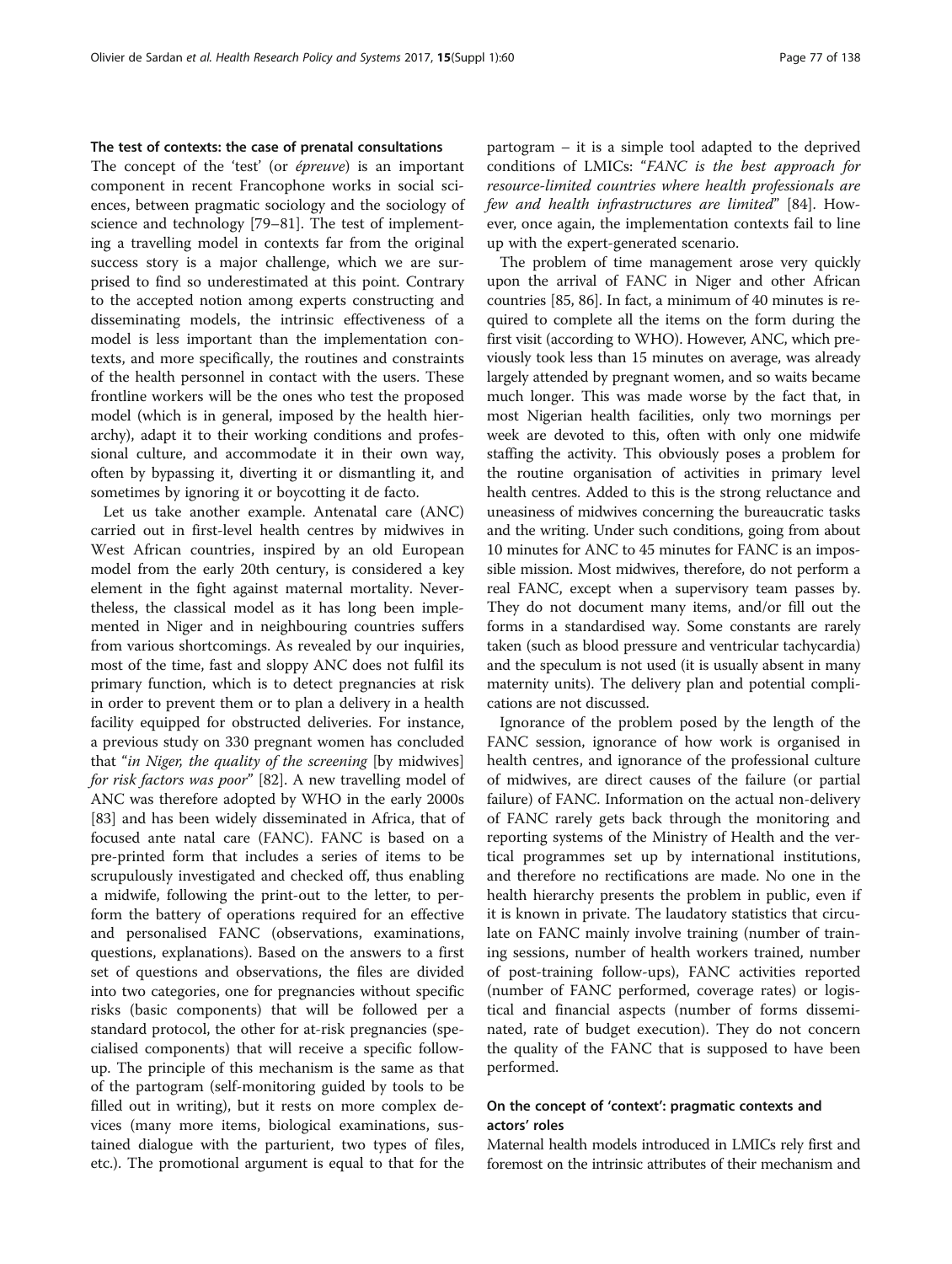### The test of contexts: the case of prenatal consultations

The concept of the 'test' (or *épreuve*) is an important component in recent Francophone works in social sciences, between pragmatic sociology and the sociology of science and technology [79–81]. The test of implementing a travelling model in contexts far from the original success story is a major challenge, which we are surprised to find so underestimated at this point. Contrary to the accepted notion among experts constructing and disseminating models, the intrinsic effectiveness of a model is less important than the implementation contexts, and more specifically, the routines and constraints of the health personnel in contact with the users. These frontline workers will be the ones who test the proposed model (which is in general, imposed by the health hierarchy), adapt it to their working conditions and professional culture, and accommodate it in their own way, often by bypassing it, diverting it or dismantling it, and sometimes by ignoring it or boycotting it de facto.

Let us take another example. Antenatal care (ANC) carried out in first-level health centres by midwives in West African countries, inspired by an old European model from the early 20th century, is considered a key element in the fight against maternal mortality. Nevertheless, the classical model as it has long been implemented in Niger and in neighbouring countries suffers from various shortcomings. As revealed by our inquiries, most of the time, fast and sloppy ANC does not fulfil its primary function, which is to detect pregnancies at risk in order to prevent them or to plan a delivery in a health facility equipped for obstructed deliveries. For instance, a previous study on 330 pregnant women has concluded that "*in Niger, the quality of the screening* [by midwives] *for risk factors was poor*" [82]. A new travelling model of ANC was therefore adopted by WHO in the early 2000s [83] and has been widely disseminated in Africa, that of focused ante natal care (FANC). FANC is based on a pre-printed form that includes a series of items to be scrupulously investigated and checked off, thus enabling a midwife, following the print-out to the letter, to perform the battery of operations required for an effective and personalised FANC (observations, examinations, questions, explanations). Based on the answers to a first set of questions and observations, the files are divided into two categories, one for pregnancies without specific risks (basic components) that will be followed per a standard protocol, the other for at-risk pregnancies (specialised components) that will receive a specific follow-up. The principle of this mechanism is the same as that of the partogram (self-monitoring guided by tools to be filled out in writing), but it rests on more complex devices (many more items, biological examinations, sustained dialogue with the parturient, two types of files, etc.). The promotional argument is equal to that for the partogram – it is a simple tool adapted to the deprived conditions of LMICs: "*FANC is the best approach for resource-limited countries where health professionals are few and health infrastructures are limited*" [84]. However, once again, the implementation contexts fail to line up with the expert-generated scenario.

The problem of time management arose very quickly upon the arrival of FANC in Niger and other African countries [85, 86]. In fact, a minimum of 40 minutes is required to complete all the items on the form during the first visit (according to WHO). However, ANC, which previously took less than 15 minutes on average, was already largely attended by pregnant women, and so waits became much longer. This was made worse by the fact that, in most Nigerian health facilities, only two mornings per week are devoted to this, often with only one midwife staffing the activity. This obviously poses a problem for the routine organisation of activities in primary level health centres. Added to this is the strong reluctance and uneasiness of midwives concerning the bureaucratic tasks and the writing. Under such conditions, going from about 10 minutes for ANC to 45 minutes for FANC is an impossible mission. Most midwives, therefore, do not perform a real FANC, except when a supervisory team passes by. They do not document many items, and/or fill out the forms in a standardised way. Some constants are rarely taken (such as blood pressure and ventricular tachycardia) and the speculum is not used (it is usually absent in many maternity units). The delivery plan and potential complications are not discussed.

Ignorance of the problem posed by the length of the FANC session, ignorance of how work is organised in health centres, and ignorance of the professional culture of midwives, are direct causes of the failure (or partial failure) of FANC. Information on the actual non-delivery of FANC rarely gets back through the monitoring and reporting systems of the Ministry of Health and the vertical programmes set up by international institutions, and therefore no rectifications are made. No one in the health hierarchy presents the problem in public, even if it is known in private. The laudatory statistics that circulate on FANC mainly involve training (number of training sessions, number of health workers trained, number of post-training follow-ups), FANC activities reported (number of FANC performed, coverage rates) or logistical and financial aspects (number of forms disseminated, rate of budget execution). They do not concern the quality of the FANC that is supposed to have been performed.

### On the concept of 'context': pragmatic contexts and actors' roles

Maternal health models introduced in LMICs rely first and foremost on the intrinsic attributes of their mechanism and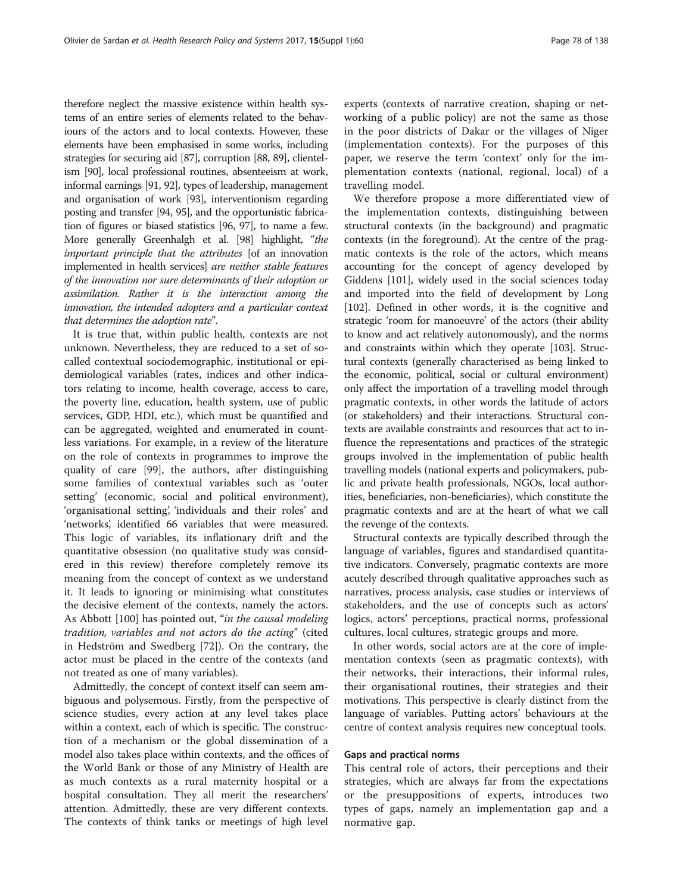therefore neglect the massive existence within health systems of an entire series of elements related to the behaviours of the actors and to local contexts. However, these elements have been emphasised in some works, including strategies for securing aid [87], corruption [88, 89], clientelism [90], local professional routines, absenteeism at work, informal earnings [91, 92], types of leadership, management and organisation of work [93], interventionism regarding posting and transfer [94, 95], and the opportunistic fabrication of figures or biased statistics [96, 97], to name a few. More generally Greenhalgh et al. [98] highlight, "*the important principle that the attributes* [of an innovation implemented in health services] *are neither stable features of the innovation nor sure determinants of their adoption or assimilation. Rather it is the interaction among the innovation, the intended adopters and a particular context that determines the adoption rate*".

It is true that, within public health, contexts are not unknown. Nevertheless, they are reduced to a set of so-called contextual sociodemographic, institutional or epidemiological variables (rates, indices and other indicators relating to income, health coverage, access to care, the poverty line, education, health system, use of public services, GDP, HDI, etc.), which must be quantified and can be aggregated, weighted and enumerated in countless variations. For example, in a review of the literature on the role of contexts in programmes to improve the quality of care [99], the authors, after distinguishing some families of contextual variables such as 'outer setting' (economic, social and political environment), 'organisational setting', 'individuals and their roles' and 'networks', identified 66 variables that were measured. This logic of variables, its inflationary drift and the quantitative obsession (no qualitative study was considered in this review) therefore completely remove its meaning from the concept of context as we understand it. It leads to ignoring or minimising what constitutes the decisive element of the contexts, namely the actors. As Abbott [100] has pointed out, "*in the causal modeling tradition, variables and not actors do the acting*" (cited in Hedström and Swedberg [72]). On the contrary, the actor must be placed in the centre of the contexts (and not treated as one of many variables).

Admittedly, the concept of context itself can seem ambiguous and polysemous. Firstly, from the perspective of science studies, every action at any level takes place within a context, each of which is specific. The construction of a mechanism or the global dissemination of a model also takes place within contexts, and the offices of the World Bank or those of any Ministry of Health are as much contexts as a rural maternity hospital or a hospital consultation. They all merit the researchers' attention. Admittedly, these are very different contexts. The contexts of think tanks or meetings of high level experts (contexts of narrative creation, shaping or networking of a public policy) are not the same as those in the poor districts of Dakar or the villages of Niger (implementation contexts). For the purposes of this paper, we reserve the term 'context' only for the implementation contexts (national, regional, local) of a travelling model.

We therefore propose a more differentiated view of the implementation contexts, distinguishing between structural contexts (in the background) and pragmatic contexts (in the foreground). At the centre of the pragmatic contexts is the role of the actors, which means accounting for the concept of agency developed by Giddens [101], widely used in the social sciences today and imported into the field of development by Long [102]. Defined in other words, it is the cognitive and strategic 'room for manoeuvre' of the actors (their ability to know and act relatively autonomously), and the norms and constraints within which they operate [103]. Structural contexts (generally characterised as being linked to the economic, political, social or cultural environment) only affect the importation of a travelling model through pragmatic contexts, in other words the latitude of actors (or stakeholders) and their interactions. Structural contexts are available constraints and resources that act to influence the representations and practices of the strategic groups involved in the implementation of public health travelling models (national experts and policymakers, public and private health professionals, NGOs, local authorities, beneficiaries, non-beneficiaries), which constitute the pragmatic contexts and are at the heart of what we call the revenge of the contexts.

Structural contexts are typically described through the language of variables, figures and standardised quantitative indicators. Conversely, pragmatic contexts are more acutely described through qualitative approaches such as narratives, process analysis, case studies or interviews of stakeholders, and the use of concepts such as actors' logics, actors' perceptions, practical norms, professional cultures, local cultures, strategic groups and more.

In other words, social actors are at the core of implementation contexts (seen as pragmatic contexts), with their networks, their interactions, their informal rules, their organisational routines, their strategies and their motivations. This perspective is clearly distinct from the language of variables. Putting actors' behaviours at the centre of context analysis requires new conceptual tools.

### Gaps and practical norms

This central role of actors, their perceptions and their strategies, which are always far from the expectations or the presuppositions of experts, introduces two types of gaps, namely an implementation gap and a normative gap.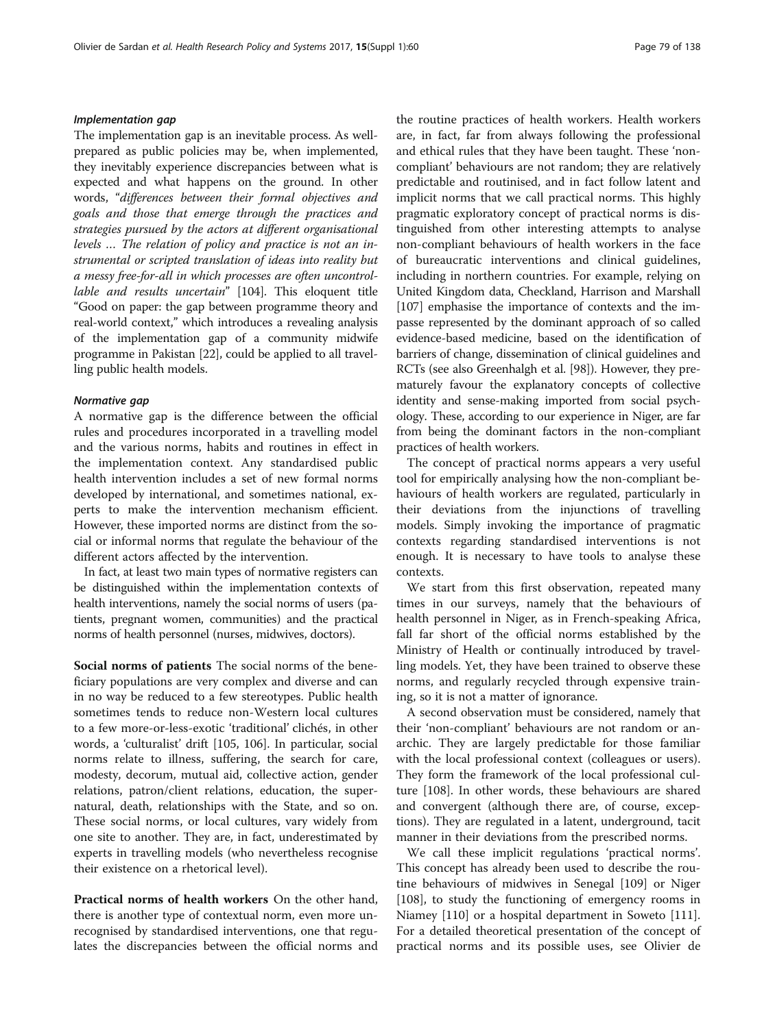#### *Implementation gap*

The implementation gap is an inevitable process. As well-prepared as public policies may be, when implemented, they inevitably experience discrepancies between what is expected and what happens on the ground. In other words, "*differences between their formal objectives and goals and those that emerge through the practices and strategies pursued by the actors at different organisational levels … The relation of policy and practice is not an instrumental or scripted translation of ideas into reality but a messy free-for-all in which processes are often uncontrollable and results uncertain*" [104]. This eloquent title "Good on paper: the gap between programme theory and real-world context," which introduces a revealing analysis of the implementation gap of a community midwife programme in Pakistan [22], could be applied to all travelling public health models.

#### *Normative gap*

A normative gap is the difference between the official rules and procedures incorporated in a travelling model and the various norms, habits and routines in effect in the implementation context. Any standardised public health intervention includes a set of new formal norms developed by international, and sometimes national, experts to make the intervention mechanism efficient. However, these imported norms are distinct from the social or informal norms that regulate the behaviour of the different actors affected by the intervention.

In fact, at least two main types of normative registers can be distinguished within the implementation contexts of health interventions, namely the social norms of users (patients, pregnant women, communities) and the practical norms of health personnel (nurses, midwives, doctors).

**Social norms of patients** The social norms of the beneficiary populations are very complex and diverse and can in no way be reduced to a few stereotypes. Public health sometimes tends to reduce non-Western local cultures to a few more-or-less-exotic 'traditional' clichés, in other words, a 'culturalist' drift [105, 106]. In particular, social norms relate to illness, suffering, the search for care, modesty, decorum, mutual aid, collective action, gender relations, patron/client relations, education, the supernatural, death, relationships with the State, and so on. These social norms, or local cultures, vary widely from one site to another. They are, in fact, underestimated by experts in travelling models (who nevertheless recognise their existence on a rhetorical level).

**Practical norms of health workers** On the other hand, there is another type of contextual norm, even more unrecognised by standardised interventions, one that regulates the discrepancies between the official norms and the routine practices of health workers. Health workers are, in fact, far from always following the professional and ethical rules that they have been taught. These 'non-compliant' behaviours are not random; they are relatively predictable and routinised, and in fact follow latent and implicit norms that we call practical norms. This highly pragmatic exploratory concept of practical norms is distinguished from other interesting attempts to analyse non-compliant behaviours of health workers in the face of bureaucratic interventions and clinical guidelines, including in northern countries. For example, relying on United Kingdom data, Checkland, Harrison and Marshall [107] emphasise the importance of contexts and the impasse represented by the dominant approach of so called evidence-based medicine, based on the identification of barriers of change, dissemination of clinical guidelines and RCTs (see also Greenhalgh et al. [98]). However, they prematurely favour the explanatory concepts of collective identity and sense-making imported from social psychology. These, according to our experience in Niger, are far from being the dominant factors in the non-compliant practices of health workers.

The concept of practical norms appears a very useful tool for empirically analysing how the non-compliant behaviours of health workers are regulated, particularly in their deviations from the injunctions of travelling models. Simply invoking the importance of pragmatic contexts regarding standardised interventions is not enough. It is necessary to have tools to analyse these contexts.

We start from this first observation, repeated many times in our surveys, namely that the behaviours of health personnel in Niger, as in French-speaking Africa, fall far short of the official norms established by the Ministry of Health or continually introduced by travelling models. Yet, they have been trained to observe these norms, and regularly recycled through expensive training, so it is not a matter of ignorance.

A second observation must be considered, namely that their 'non-compliant' behaviours are not random or anarchic. They are largely predictable for those familiar with the local professional context (colleagues or users). They form the framework of the local professional culture [108]. In other words, these behaviours are shared and convergent (although there are, of course, exceptions). They are regulated in a latent, underground, tacit manner in their deviations from the prescribed norms.

We call these implicit regulations 'practical norms'. This concept has already been used to describe the routine behaviours of midwives in Senegal [109] or Niger [108], to study the functioning of emergency rooms in Niamey [110] or a hospital department in Soweto [111]. For a detailed theoretical presentation of the concept of practical norms and its possible uses, see Olivier de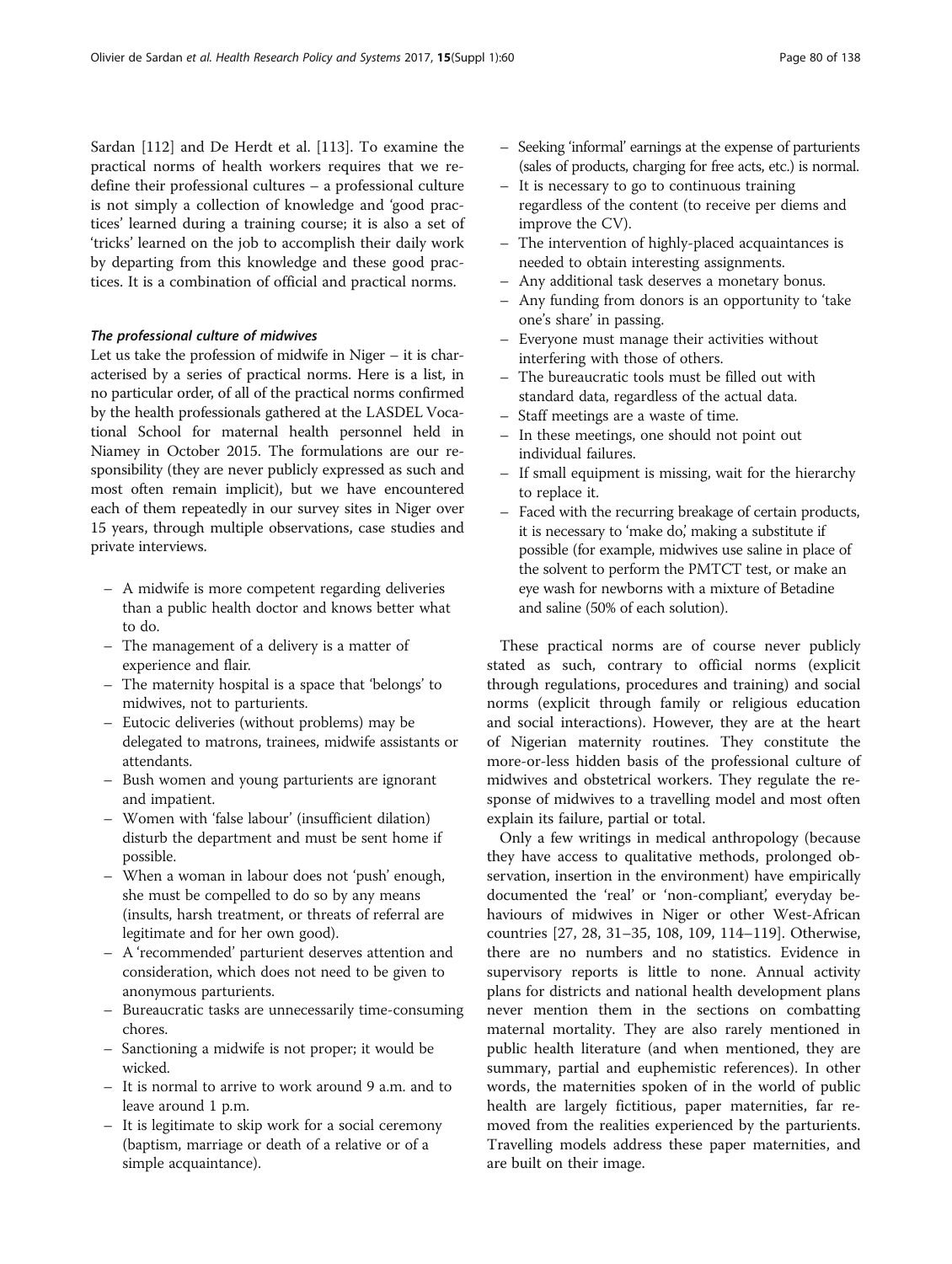Sardan [112] and De Herdt et al. [113]. To examine the practical norms of health workers requires that we redefine their professional cultures – a professional culture is not simply a collection of knowledge and 'good practices' learned during a training course; it is also a set of 'tricks' learned on the job to accomplish their daily work by departing from this knowledge and these good practices. It is a combination of official and practical norms.

#### *The professional culture of midwives*

Let us take the profession of midwife in Niger – it is characterised by a series of practical norms. Here is a list, in no particular order, of all of the practical norms confirmed by the health professionals gathered at the LASDEL Vocational School for maternal health personnel held in Niamey in October 2015. The formulations are our responsibility (they are never publicly expressed as such and most often remain implicit), but we have encountered each of them repeatedly in our survey sites in Niger over 15 years, through multiple observations, case studies and private interviews.

- A midwife is more competent regarding deliveries than a public health doctor and knows better what to do.
- The management of a delivery is a matter of experience and flair.
- The maternity hospital is a space that 'belongs' to midwives, not to parturients.
- Eutocic deliveries (without problems) may be delegated to matrons, trainees, midwife assistants or attendants.
- Bush women and young parturients are ignorant and impatient.
- Women with 'false labour' (insufficient dilation) disturb the department and must be sent home if possible.
- When a woman in labour does not 'push' enough, she must be compelled to do so by any means (insults, harsh treatment, or threats of referral are legitimate and for her own good).
- A 'recommended' parturient deserves attention and consideration, which does not need to be given to anonymous parturients.
- Bureaucratic tasks are unnecessarily time-consuming chores.
- Sanctioning a midwife is not proper; it would be wicked.
- It is normal to arrive to work around 9 a.m. and to leave around 1 p.m.
- It is legitimate to skip work for a social ceremony (baptism, marriage or death of a relative or of a simple acquaintance).
- Seeking 'informal' earnings at the expense of parturients (sales of products, charging for free acts, etc.) is normal.
- It is necessary to go to continuous training regardless of the content (to receive per diems and improve the CV).
- The intervention of highly-placed acquaintances is needed to obtain interesting assignments.
- Any additional task deserves a monetary bonus.
- Any funding from donors is an opportunity to 'take one's share' in passing.
- Everyone must manage their activities without interfering with those of others.
- The bureaucratic tools must be filled out with standard data, regardless of the actual data.
- Staff meetings are a waste of time.
- In these meetings, one should not point out individual failures.
- If small equipment is missing, wait for the hierarchy to replace it.
- Faced with the recurring breakage of certain products, it is necessary to 'make do,' making a substitute if possible (for example, midwives use saline in place of the solvent to perform the PMTCT test, or make an eye wash for newborns with a mixture of Betadine and saline (50% of each solution).

These practical norms are of course never publicly stated as such, contrary to official norms (explicit through regulations, procedures and training) and social norms (explicit through family or religious education and social interactions). However, they are at the heart of Nigerian maternity routines. They constitute the more-or-less hidden basis of the professional culture of midwives and obstetrical workers. They regulate the response of midwives to a travelling model and most often explain its failure, partial or total.

Only a few writings in medical anthropology (because they have access to qualitative methods, prolonged observation, insertion in the environment) have empirically documented the 'real' or 'non-compliant,' everyday behaviours of midwives in Niger or other West-African countries [27, 28, 31–35, 108, 109, 114–119]. Otherwise, there are no numbers and no statistics. Evidence in supervisory reports is little to none. Annual activity plans for districts and national health development plans never mention them in the sections on combatting maternal mortality. They are also rarely mentioned in public health literature (and when mentioned, they are summary, partial and euphemistic references). In other words, the maternities spoken of in the world of public health are largely fictitious, paper maternities, far removed from the realities experienced by the parturients. Travelling models address these paper maternities, and are built on their image.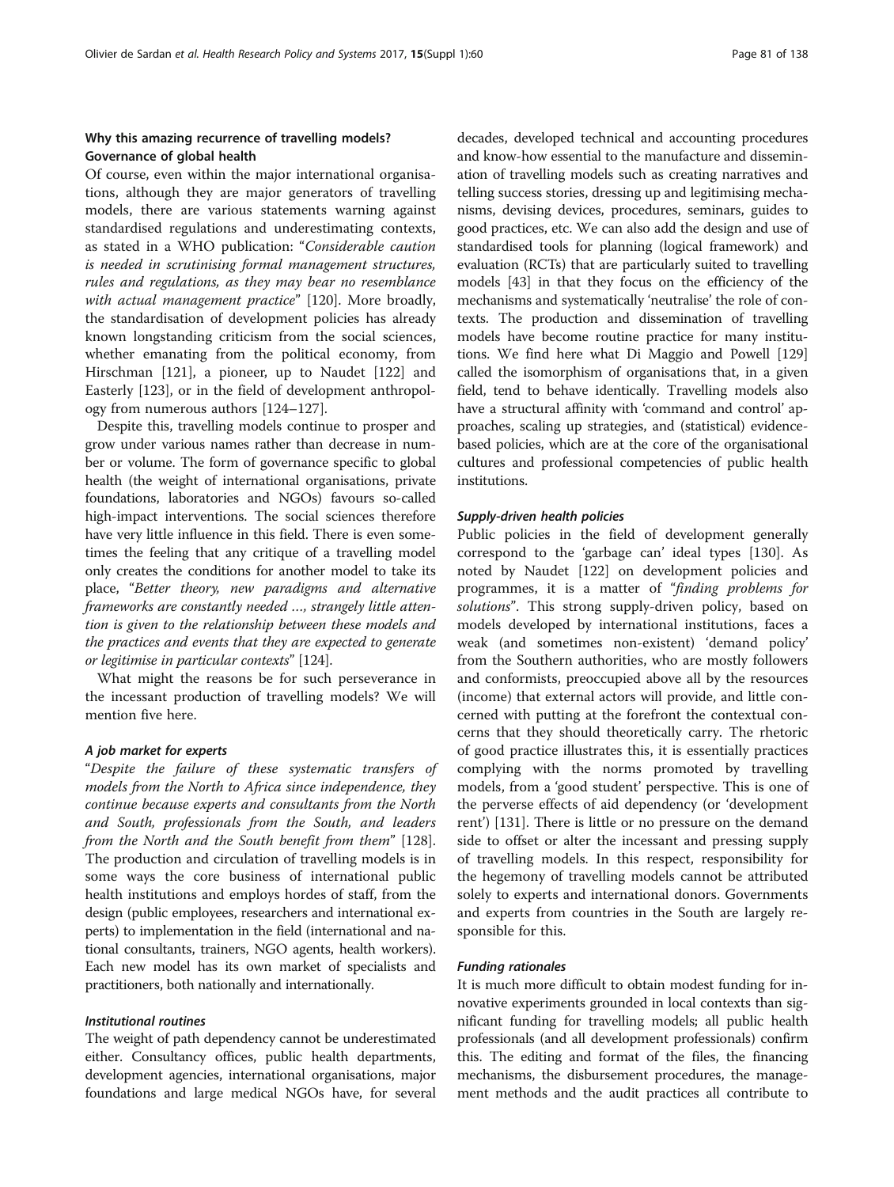### Why this amazing recurrence of travelling models? Governance of global health

Of course, even within the major international organisations, although they are major generators of travelling models, there are various statements warning against standardised regulations and underestimating contexts, as stated in a WHO publication: "*Considerable caution is needed in scrutinising formal management structures, rules and regulations, as they may bear no resemblance with actual management practice*" [120]. More broadly, the standardisation of development policies has already known longstanding criticism from the social sciences, whether emanating from the political economy, from Hirschman [121], a pioneer, up to Naudet [122] and Easterly [123], or in the field of development anthropology from numerous authors [124–127].

Despite this, travelling models continue to prosper and grow under various names rather than decrease in number or volume. The form of governance specific to global health (the weight of international organisations, private foundations, laboratories and NGOs) favours so-called high-impact interventions. The social sciences therefore have very little influence in this field. There is even sometimes the feeling that any critique of a travelling model only creates the conditions for another model to take its place, "*Better theory, new paradigms and alternative frameworks are constantly needed …, strangely little attention is given to the relationship between these models and the practices and events that they are expected to generate or legitimise in particular contexts*" [124].

What might the reasons be for such perseverance in the incessant production of travelling models? We will mention five here.

#### *A job market for experts*

"*Despite the failure of these systematic transfers of models from the North to Africa since independence, they continue because experts and consultants from the North and South, professionals from the South, and leaders from the North and the South benefit from them*" [128]. The production and circulation of travelling models is in some ways the core business of international public health institutions and employs hordes of staff, from the design (public employees, researchers and international experts) to implementation in the field (international and national consultants, trainers, NGO agents, health workers). Each new model has its own market of specialists and practitioners, both nationally and internationally.

#### *Institutional routines*

The weight of path dependency cannot be underestimated either. Consultancy offices, public health departments, development agencies, international organisations, major foundations and large medical NGOs have, for several decades, developed technical and accounting procedures and know-how essential to the manufacture and dissemination of travelling models such as creating narratives and telling success stories, dressing up and legitimising mechanisms, devising devices, procedures, seminars, guides to good practices, etc. We can also add the design and use of standardised tools for planning (logical framework) and evaluation (RCTs) that are particularly suited to travelling models [43] in that they focus on the efficiency of the mechanisms and systematically 'neutralise' the role of contexts. The production and dissemination of travelling models have become routine practice for many institutions. We find here what Di Maggio and Powell [129] called the isomorphism of organisations that, in a given field, tend to behave identically. Travelling models also have a structural affinity with 'command and control' approaches, scaling up strategies, and (statistical) evidence-based policies, which are at the core of the organisational cultures and professional competencies of public health institutions.

#### *Supply-driven health policies*

Public policies in the field of development generally correspond to the 'garbage can' ideal types [130]. As noted by Naudet [122] on development policies and programmes, it is a matter of "*finding problems for solutions*". This strong supply-driven policy, based on models developed by international institutions, faces a weak (and sometimes non-existent) 'demand policy' from the Southern authorities, who are mostly followers and conformists, preoccupied above all by the resources (income) that external actors will provide, and little concerned with putting at the forefront the contextual concerns that they should theoretically carry. The rhetoric of good practice illustrates this, it is essentially practices complying with the norms promoted by travelling models, from a 'good student' perspective. This is one of the perverse effects of aid dependency (or 'development rent') [131]. There is little or no pressure on the demand side to offset or alter the incessant and pressing supply of travelling models. In this respect, responsibility for the hegemony of travelling models cannot be attributed solely to experts and international donors. Governments and experts from countries in the South are largely responsible for this.

#### *Funding rationales*

It is much more difficult to obtain modest funding for innovative experiments grounded in local contexts than significant funding for travelling models; all public health professionals (and all development professionals) confirm this. The editing and format of the files, the financing mechanisms, the disbursement procedures, the management methods and the audit practices all contribute to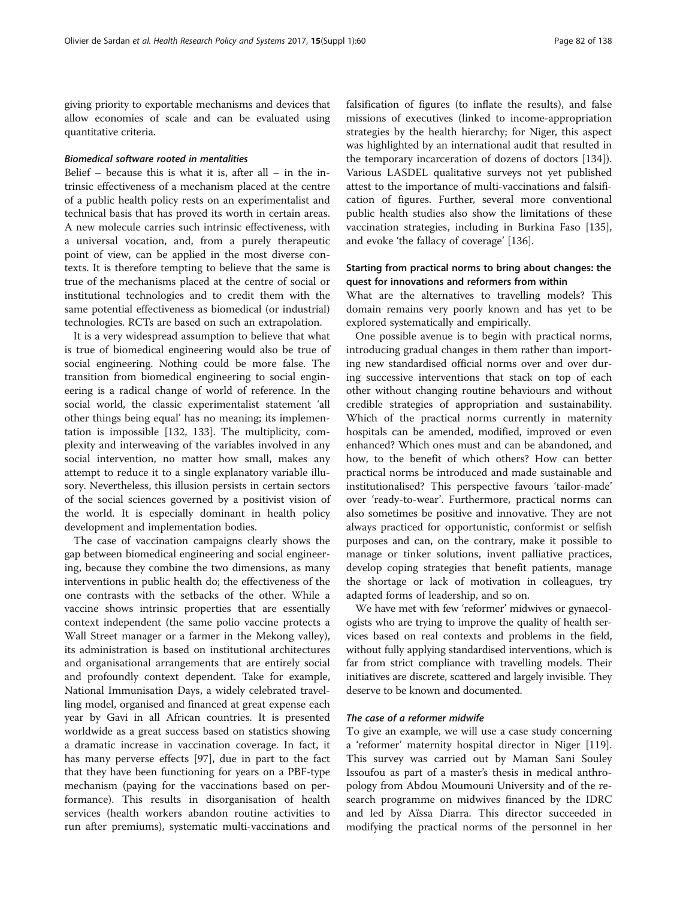giving priority to exportable mechanisms and devices that allow economies of scale and can be evaluated using quantitative criteria.

#### *Biomedical software rooted in mentalities*

Belief – because this is what it is, after all – in the intrinsic effectiveness of a mechanism placed at the centre of a public health policy rests on an experimentalist and technical basis that has proved its worth in certain areas. A new molecule carries such intrinsic effectiveness, with a universal vocation, and, from a purely therapeutic point of view, can be applied in the most diverse contexts. It is therefore tempting to believe that the same is true of the mechanisms placed at the centre of social or institutional technologies and to credit them with the same potential effectiveness as biomedical (or industrial) technologies. RCTs are based on such an extrapolation.

It is a very widespread assumption to believe that what is true of biomedical engineering would also be true of social engineering. Nothing could be more false. The transition from biomedical engineering to social engineering is a radical change of world of reference. In the social world, the classic experimentalist statement 'all other things being equal' has no meaning; its implementation is impossible [132, 133]. The multiplicity, complexity and interweaving of the variables involved in any social intervention, no matter how small, makes any attempt to reduce it to a single explanatory variable illusory. Nevertheless, this illusion persists in certain sectors of the social sciences governed by a positivist vision of the world. It is especially dominant in health policy development and implementation bodies.

The case of vaccination campaigns clearly shows the gap between biomedical engineering and social engineering, because they combine the two dimensions, as many interventions in public health do; the effectiveness of the one contrasts with the setbacks of the other. While a vaccine shows intrinsic properties that are essentially context independent (the same polio vaccine protects a Wall Street manager or a farmer in the Mekong valley), its administration is based on institutional architectures and organisational arrangements that are entirely social and profoundly context dependent. Take for example, National Immunisation Days, a widely celebrated travelling model, organised and financed at great expense each year by Gavi in all African countries. It is presented worldwide as a great success based on statistics showing a dramatic increase in vaccination coverage. In fact, it has many perverse effects [97], due in part to the fact that they have been functioning for years on a PBF-type mechanism (paying for the vaccinations based on performance). This results in disorganisation of health services (health workers abandon routine activities to run after premiums), systematic multi-vaccinations and falsification of figures (to inflate the results), and false missions of executives (linked to income-appropriation strategies by the health hierarchy; for Niger, this aspect was highlighted by an international audit that resulted in the temporary incarceration of dozens of doctors [134]). Various LASDEL qualitative surveys not yet published attest to the importance of multi-vaccinations and falsification of figures. Further, several more conventional public health studies also show the limitations of these vaccination strategies, including in Burkina Faso [135], and evoke 'the fallacy of coverage' [136].

### Starting from practical norms to bring about changes: the quest for innovations and reformers from within

What are the alternatives to travelling models? This domain remains very poorly known and has yet to be explored systematically and empirically.

One possible avenue is to begin with practical norms, introducing gradual changes in them rather than importing new standardised official norms over and over during successive interventions that stack on top of each other without changing routine behaviours and without credible strategies of appropriation and sustainability. Which of the practical norms currently in maternity hospitals can be amended, modified, improved or even enhanced? Which ones must and can be abandoned, and how, to the benefit of which others? How can better practical norms be introduced and made sustainable and institutionalised? This perspective favours 'tailor-made' over 'ready-to-wear'. Furthermore, practical norms can also sometimes be positive and innovative. They are not always practiced for opportunistic, conformist or selfish purposes and can, on the contrary, make it possible to manage or tinker solutions, invent palliative practices, develop coping strategies that benefit patients, manage the shortage or lack of motivation in colleagues, try adapted forms of leadership, and so on.

We have met with few 'reformer' midwives or gynaecologists who are trying to improve the quality of health services based on real contexts and problems in the field, without fully applying standardised interventions, which is far from strict compliance with travelling models. Their initiatives are discrete, scattered and largely invisible. They deserve to be known and documented.

#### *The case of a reformer midwife*

To give an example, we will use a case study concerning a 'reformer' maternity hospital director in Niger [119]. This survey was carried out by Maman Sani Souley Issoufou as part of a master's thesis in medical anthropology from Abdou Moumouni University and of the research programme on midwives financed by the IDRC and led by Aïssa Diarra. This director succeeded in modifying the practical norms of the personnel in her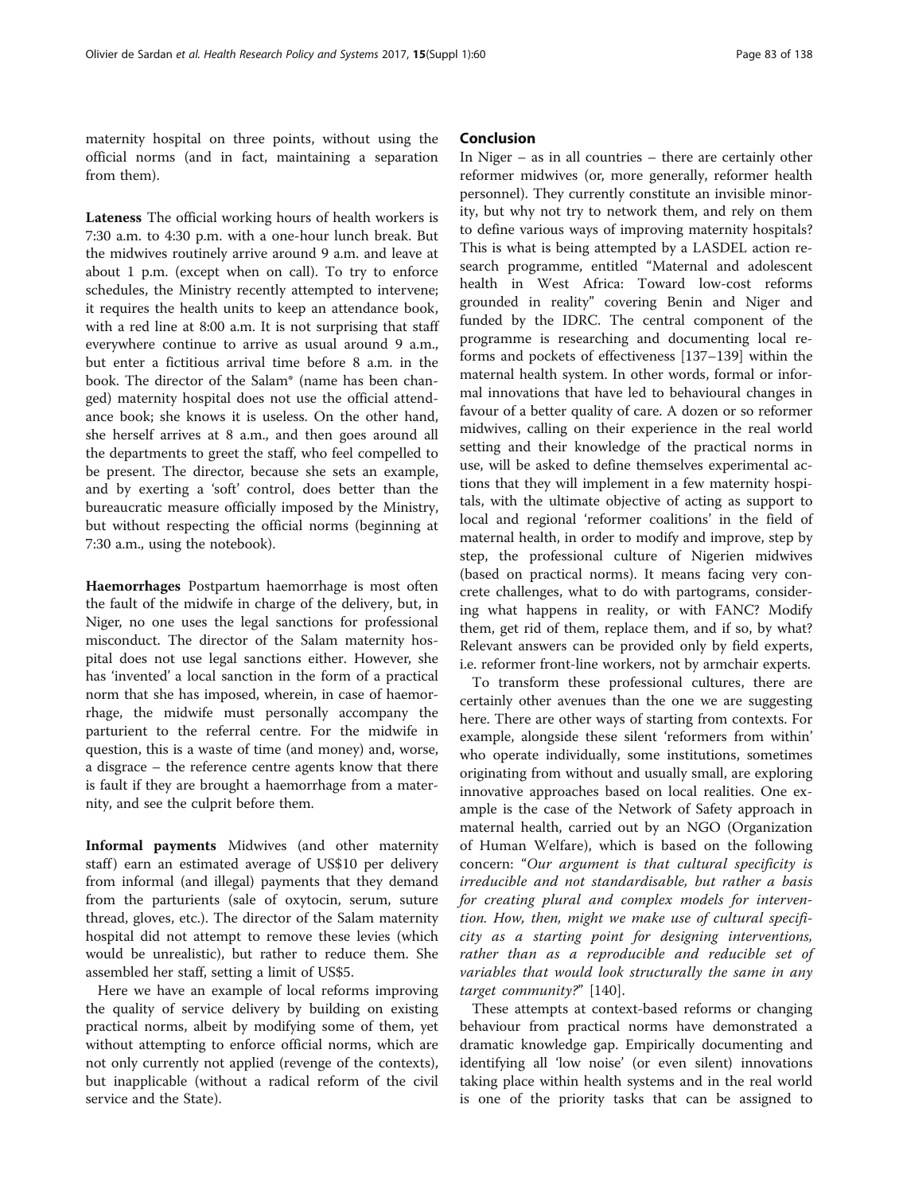maternity hospital on three points, without using the official norms (and in fact, maintaining a separation from them).

**Lateness** The official working hours of health workers is 7:30 a.m. to 4:30 p.m. with a one-hour lunch break. But the midwives routinely arrive around 9 a.m. and leave at about 1 p.m. (except when on call). To try to enforce schedules, the Ministry recently attempted to intervene; it requires the health units to keep an attendance book, with a red line at 8:00 a.m. It is not surprising that staff everywhere continue to arrive as usual around 9 a.m., but enter a fictitious arrival time before 8 a.m. in the book. The director of the Salam* (name has been changed) maternity hospital does not use the official attendance book; she knows it is useless. On the other hand, she herself arrives at 8 a.m., and then goes around all the departments to greet the staff, who feel compelled to be present. The director, because she sets an example, and by exerting a 'soft' control, does better than the bureaucratic measure officially imposed by the Ministry, but without respecting the official norms (beginning at 7:30 a.m., using the notebook).

**Haemorrhages** Postpartum haemorrhage is most often the fault of the midwife in charge of the delivery, but, in Niger, no one uses the legal sanctions for professional misconduct. The director of the Salam maternity hospital does not use legal sanctions either. However, she has 'invented' a local sanction in the form of a practical norm that she has imposed, wherein, in case of haemorrhage, the midwife must personally accompany the parturient to the referral centre. For the midwife in question, this is a waste of time (and money) and, worse, a disgrace – the reference centre agents know that there is fault if they are brought a haemorrhage from a maternity, and see the culprit before them.

**Informal payments** Midwives (and other maternity staff) earn an estimated average of US$10 per delivery from informal (and illegal) payments that they demand from the parturients (sale of oxytocin, serum, suture thread, gloves, etc.). The director of the Salam maternity hospital did not attempt to remove these levies (which would be unrealistic), but rather to reduce them. She assembled her staff, setting a limit of US$5.

Here we have an example of local reforms improving the quality of service delivery by building on existing practical norms, albeit by modifying some of them, yet without attempting to enforce official norms, which are not only currently not applied (revenge of the contexts), but inapplicable (without a radical reform of the civil service and the State).

## Conclusion

In Niger – as in all countries – there are certainly other reformer midwives (or, more generally, reformer health personnel). They currently constitute an invisible minority, but why not try to network them, and rely on them to define various ways of improving maternity hospitals? This is what is being attempted by a LASDEL action research programme, entitled "Maternal and adolescent health in West Africa: Toward low-cost reforms grounded in reality" covering Benin and Niger and funded by the IDRC. The central component of the programme is researching and documenting local reforms and pockets of effectiveness [137–139] within the maternal health system. In other words, formal or informal innovations that have led to behavioural changes in favour of a better quality of care. A dozen or so reformer midwives, calling on their experience in the real world setting and their knowledge of the practical norms in use, will be asked to define themselves experimental actions that they will implement in a few maternity hospitals, with the ultimate objective of acting as support to local and regional 'reformer coalitions' in the field of maternal health, in order to modify and improve, step by step, the professional culture of Nigerien midwives (based on practical norms). It means facing very concrete challenges, what to do with partograms, considering what happens in reality, or with FANC? Modify them, get rid of them, replace them, and if so, by what? Relevant answers can be provided only by field experts, i.e. reformer front-line workers, not by armchair experts.

To transform these professional cultures, there are certainly other avenues than the one we are suggesting here. There are other ways of starting from contexts. For example, alongside these silent 'reformers from within' who operate individually, some institutions, sometimes originating from without and usually small, are exploring innovative approaches based on local realities. One example is the case of the Network of Safety approach in maternal health, carried out by an NGO (Organization of Human Welfare), which is based on the following concern: "*Our argument is that cultural specificity is irreducible and not standardisable, but rather a basis for creating plural and complex models for intervention. How, then, might we make use of cultural specificity as a starting point for designing interventions, rather than as a reproducible and reducible set of variables that would look structurally the same in any target community?*" [140].

These attempts at context-based reforms or changing behaviour from practical norms have demonstrated a dramatic knowledge gap. Empirically documenting and identifying all 'low noise' (or even silent) innovations taking place within health systems and in the real world is one of the priority tasks that can be assigned to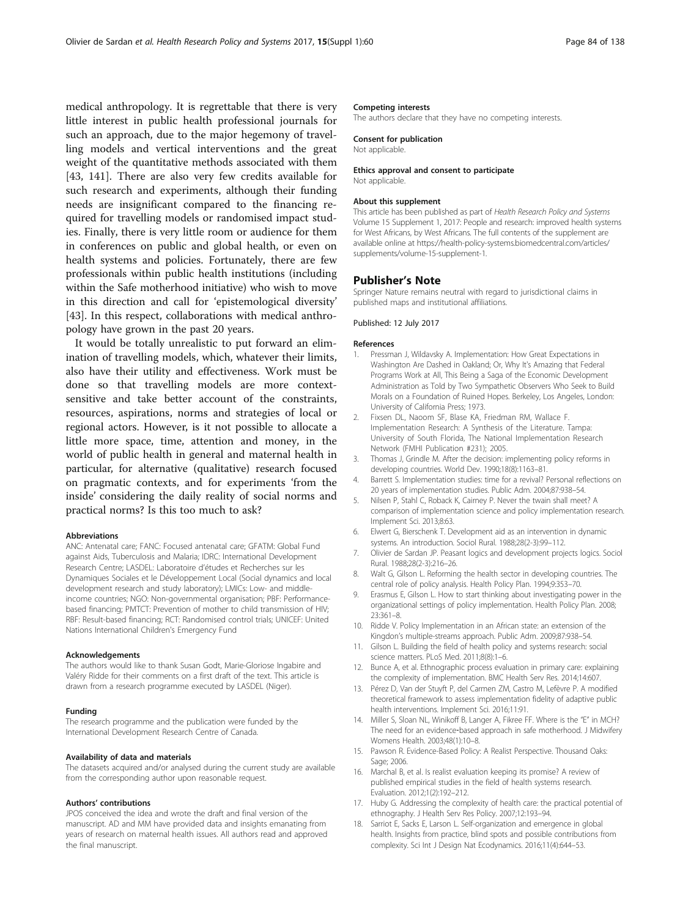medical anthropology. It is regrettable that there is very little interest in public health professional journals for such an approach, due to the major hegemony of travelling models and vertical interventions and the great weight of the quantitative methods associated with them [43, 141]. There are also very few credits available for such research and experiments, although their funding needs are insignificant compared to the financing required for travelling models or randomised impact studies. Finally, there is very little room or audience for them in conferences on public and global health, or even on health systems and policies. Fortunately, there are few professionals within public health institutions (including within the Safe motherhood initiative) who wish to move in this direction and call for 'epistemological diversity' [43]. In this respect, collaborations with medical anthropology have grown in the past 20 years.

It would be totally unrealistic to put forward an elimination of travelling models, which, whatever their limits, also have their utility and effectiveness. Work must be done so that travelling models are more context-sensitive and take better account of the constraints, resources, aspirations, norms and strategies of local or regional actors. However, is it not possible to allocate a little more space, time, attention and money, in the world of public health in general and maternal health in particular, for alternative (qualitative) research focused on pragmatic contexts, and for experiments 'from the inside' considering the daily reality of social norms and practical norms? Is this too much to ask?

#### Abbreviations

ANC: Antenatal care; FANC: Focused antenatal care; GFATM: Global Fund against Aids, Tuberculosis and Malaria; IDRC: International Development Research Centre; LASDEL: Laboratoire d'études et Recherches sur les Dynamiques Sociales et le Développement Local (Social dynamics and local development research and study laboratory); LMICs: Low- and middle-income countries; NGO: Non-governmental organisation; PBF: Performance-based financing; PMTCT: Prevention of mother to child transmission of HIV; RBF: Result-based financing; RCT: Randomised control trials; UNICEF: United Nations International Children's Emergency Fund

#### Acknowledgements

The authors would like to thank Susan Godt, Marie-Gloriose Ingabire and Valéry Ridde for their comments on a first draft of the text. This article is drawn from a research programme executed by LASDEL (Niger).

#### Funding

The research programme and the publication were funded by the International Development Research Centre of Canada.

#### Availability of data and materials

The datasets acquired and/or analysed during the current study are available from the corresponding author upon reasonable request.

#### Authors' contributions

JPOS conceived the idea and wrote the draft and final version of the manuscript. AD and MM have provided data and insights emanating from years of research on maternal health issues. All authors read and approved the final manuscript.

#### Competing interests

The authors declare that they have no competing interests.

#### Consent for publication

Not applicable.

#### Ethics approval and consent to participate

Not applicable.

#### About this supplement

This article has been published as part of *Health Research Policy and Systems* Volume 15 Supplement 1, 2017: People and research: improved health systems for West Africans, by West Africans. The full contents of the supplement are available online at https://health-policy-systems.biomedcentral.com/articles/supplements/volume-15-supplement-1.

## Publisher's Note

Springer Nature remains neutral with regard to jurisdictional claims in published maps and institutional affiliations.

Published: 12 July 2017

#### References

1. Pressman J, Wildavsky A. Implementation: How Great Expectations in Washington Are Dashed in Oakland; Or, Why It's Amazing that Federal Programs Work at All, This Being a Saga of the Economic Development Administration as Told by Two Sympathetic Observers Who Seek to Build Morals on a Foundation of Ruined Hopes. Berkeley, Los Angeles, London: University of California Press; 1973.
2. Fixsen DL, Naoom SF, Blase KA, Friedman RM, Wallace F. Implementation Research: A Synthesis of the Literature. Tampa: University of South Florida, The National Implementation Research Network (FMHI Publication #231); 2005.
3. Thomas J, Grindle M. After the decision: implementing policy reforms in developing countries. World Dev. 1990;18(8):1163–81.
4. Barrett S. Implementation studies: time for a revival? Personal reflections on 20 years of implementation studies. Public Adm. 2004;87:938–54.
5. Nilsen P, Stahl C, Roback K, Cairney P. Never the twain shall meet? A comparison of implementation science and policy implementation research. Implement Sci. 2013;8:63.
6. Elwert G, Bierschenk T. Development aid as an intervention in dynamic systems. An introduction. Sociol Rural. 1988;28(2-3):99–112.
7. Olivier de Sardan JP. Peasant logics and development projects logics. Sociol Rural. 1988;28(2-3):216–26.
8. Walt G, Gilson L. Reforming the health sector in developing countries. The central role of policy analysis. Health Policy Plan. 1994;9:353–70.
9. Erasmus E, Gilson L. How to start thinking about investigating power in the organizational settings of policy implementation. Health Policy Plan. 2008; 23:361–8.
10. Ridde V. Policy Implementation in an African state: an extension of the Kingdon's multiple-streams approach. Public Adm. 2009;87:938–54.
11. Gilson L. Building the field of health policy and systems research: social science matters. PLoS Med. 2011;8(8):1–6.
12. Bunce A, et al. Ethnographic process evaluation in primary care: explaining the complexity of implementation. BMC Health Serv Res. 2014;14:607.
13. Pérez D, Van der Stuyft P, del Carmen ZM, Castro M, Lefèvre P. A modified theoretical framework to assess implementation fidelity of adaptive public health interventions. Implement Sci. 2016;11:91.
14. Miller S, Sloan NL, Winikoff B, Langer A, Fikree FF. Where is the "E" in MCH? The need for an evidence-based approach in safe motherhood. J Midwifery Womens Health. 2003;48(1):10–8.
15. Pawson R. Evidence-Based Policy: A Realist Perspective. Thousand Oaks: Sage; 2006.
16. Marchal B, et al. Is realist evaluation keeping its promise? A review of published empirical studies in the field of health systems research. Evaluation. 2012;1(2):192–212.
17. Huby G. Addressing the complexity of health care: the practical potential of ethnography. J Health Serv Res Policy. 2007;12:193–94.
18. Sarriot E, Sacks E, Larson L. Self-organization and emergence in global health. Insights from practice, blind spots and possible contributions from complexity. Sci Int J Design Nat Ecodynamics. 2016;11(4):644–53.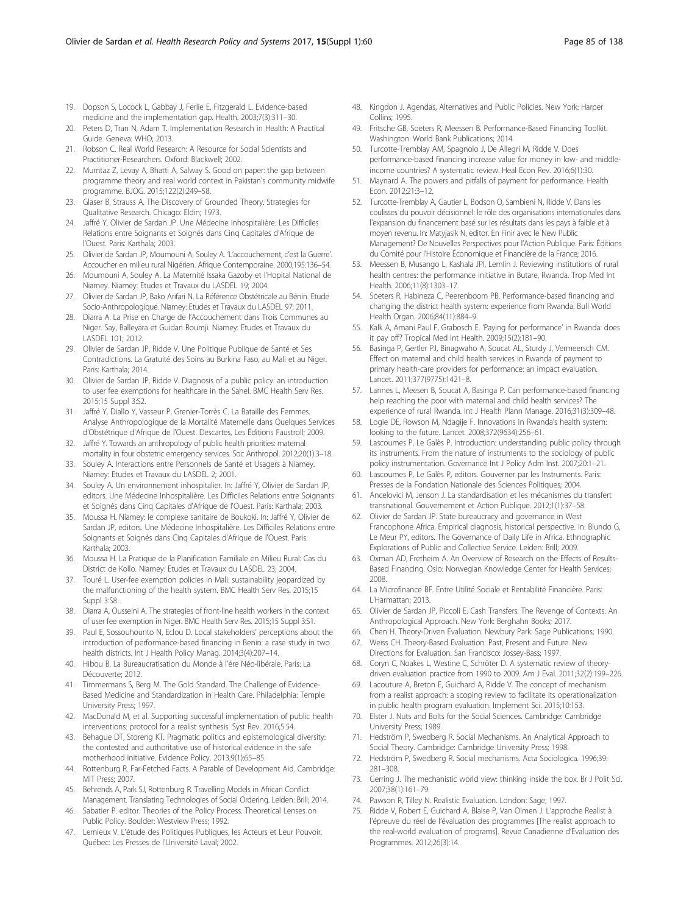19. Dopson S, Locock L, Gabbay J, Ferlie E, Fitzgerald L. Evidence-based medicine and the implementation gap. Health. 2003;7(3):311–30.
20. Peters D, Tran N, Adam T. Implementation Research in Health: A Practical Guide. Geneva: WHO; 2013.
21. Robson C. Real World Research: A Resource for Social Scientists and Practitioner-Researchers. Oxford: Blackwell; 2002.
22. Mumtaz Z, Levay A, Bhatti A, Salway S. Good on paper: the gap between programme theory and real world context in Pakistan's community midwife programme. BJOG. 2015;122(2):249–58.
23. Glaser B, Strauss A. The Discovery of Grounded Theory. Strategies for Qualitative Research. Chicago: Eldin; 1973.
24. Jaffré Y. Olivier de Sardan JP. Une Médecine Inhospitalière. Les Difficiles Relations entre Soignants et Soignés dans Cinq Capitales d'Afrique de l'Ouest. Paris: Karthala; 2003.
25. Olivier de Sardan JP, Moumouni A, Souley A. 'L'accouchement, c'est la Guerre'. Accoucher en milieu rural Nigérien. Afrique Contemporaine. 2000;195:136–54.
26. Moumouni A, Souley A. La Maternité Issaka Gazoby et l'Hopital National de Niamey. Niamey: Etudes et Travaux du LASDEL 19; 2004.
27. Olivier de Sardan JP, Bako Arifari N. La Référence Obstétricale au Bénin. Etude Socio-Anthropologique. Niamey: Etudes et Travaux du LASDEL 97; 2011.
28. Diarra A. La Prise en Charge de l'Accouchement dans Trois Communes au Niger. Say, Balleyara et Guidan Roumji. Niamey: Etudes et Travaux du LASDEL 101; 2012.
29. Olivier de Sardan JP, Ridde V. Une Politique Publique de Santé et Ses Contradictions. La Gratuité des Soins au Burkina Faso, au Mali et au Niger. Paris: Karthala; 2014.
30. Olivier de Sardan JP, Ridde V. Diagnosis of a public policy: an introduction to user fee exemptions for healthcare in the Sahel. BMC Health Serv Res. 2015;15 Suppl 3:S2.
31. Jaffré Y, Diallo Y, Vasseur P, Grenier-Torrès C. La Bataille des Femmes. Analyse Anthropologique de la Mortalité Maternelle dans Quelques Services d'Obstétrique d'Afrique de l'Ouest. Descartes, Les Éditions Faustroll; 2009.
32. Jaffré Y. Towards an anthropology of public health priorities: maternal mortality in four obstetric emergency services. Soc Anthropol. 2012;20(1):3–18.
33. Souley A. Interactions entre Personnels de Santé et Usagers à Niamey. Niamey: Etudes et Travaux du LASDEL 2; 2001.
34. Souley A. Un environnement inhospitalier. In: Jaffré Y, Olivier de Sardan JP, editors. Une Médecine Inhospitalière. Les Difficiles Relations entre Soignants et Soignés dans Cinq Capitales d'Afrique de l'Ouest. Paris: Karthala; 2003.
35. Moussa H. Niamey: le complexe sanitaire de Boukoki. In: Jaffré Y, Olivier de Sardan JP, editors. Une Médecine Inhospitalière. Les Difficiles Relations entre Soignants et Soignés dans Cinq Capitales d'Afrique de l'Ouest. Paris: Karthala; 2003.
36. Moussa H. La Pratique de la Planification Familiale en Milieu Rural: Cas du District de Kollo. Niamey: Etudes et Travaux du LASDEL 23; 2004.
37. Touré L. User-fee exemption policies in Mali: sustainability jeopardized by the malfunctioning of the health system. BMC Health Serv Res. 2015;15 Suppl 3:S8.
38. Diarra A, Ousseini A. The strategies of front-line health workers in the context of user fee exemption in Niger. BMC Health Serv Res. 2015;15 Suppl 3:S1.
39. Paul E, Sossouhounto N, Eclou D. Local stakeholders' perceptions about the introduction of performance-based financing in Benin: a case study in two health districts. Int J Health Policy Manag. 2014;3(4):207–14.
40. Hibou B. La Bureaucratisation du Monde à l'ère Néo-libérale. Paris: La Découverte; 2012.
41. Timmermans S, Berg M. The Gold Standard. The Challenge of Evidence-Based Medicine and Standardization in Health Care. Philadelphia: Temple University Press; 1997.
42. MacDonald M, et al. Supporting successful implementation of public health interventions: protocol for a realist synthesis. Syst Rev. 2016;5:54.
43. Behague DT, Storeng KT. Pragmatic politics and epistemological diversity: the contested and authoritative use of historical evidence in the safe motherhood initiative. Evidence Policy. 2013;9(1):65–85.
44. Rottenburg R. Far-Fetched Facts. A Parable of Development Aid. Cambridge: MIT Press; 2007.
45. Behrends A, Park SJ, Rottenburg R. Travelling Models in African Conflict Management. Translating Technologies of Social Ordering. Leiden: Brill; 2014.
46. Sabatier P. editor. Theories of the Policy Process. Theoretical Lenses on Public Policy. Boulder: Westview Press; 1992.
47. Lemieux V. L'étude des Politiques Publiques, les Acteurs et Leur Pouvoir. Québec: Les Presses de l'Université Laval; 2002.
48. Kingdon J. Agendas, Alternatives and Public Policies. New York: Harper Collins; 1995.
49. Fritsche GB, Soeters R, Meessen B. Performance-Based Financing Toolkit. Washington: World Bank Publications; 2014.
50. Turcotte-Tremblay AM, Spagnolo J, De Allegri M, Ridde V. Does performance-based financing increase value for money in low- and middle-income countries? A systematic review. Heal Econ Rev. 2016;6(1):30.
51. Maynard A. The powers and pitfalls of payment for performance. Health Econ. 2012;21:3–12.
52. Turcotte-Tremblay A, Gautier L, Bodson O, Sambieni N, Ridde V. Dans les coulisses du pouvoir décisionnel: le rôle des organisations internationales dans l'expansion du financement basé sur les résultats dans les pays à faible et à moyen revenu. In: Matyjasik N, editor. En Finir avec le New Public Management? De Nouvelles Perspectives pour l'Action Publique. Paris: Éditions du Comité pour l'Histoire Économique et Financière de la France; 2016.
53. Meessen B, Musango L, Kashala JPI, Lemlin J. Reviewing institutions of rural health centres: the performance initiative in Butare, Rwanda. Trop Med Int Health. 2006;11(8):1303–17.
54. Soeters R, Habineza C, Peerenboom PB. Performance-based financing and changing the district health system: experience from Rwanda. Bull World Health Organ. 2006;84(11):884–9.
55. Kalk A, Amani Paul F, Grabosch E. 'Paying for performance' in Rwanda: does it pay off? Tropical Med Int Health. 2009;15(2):181–90.
56. Basinga P, Gertler PJ, Binagwaho A, Soucat AL, Sturdy J, Vermeersch CM. Effect on maternal and child health services in Rwanda of payment to primary health-care providers for performance: an impact evaluation. Lancet. 2011;377(9775):1421–8.
57. Lannes L, Meesen B, Soucat A, Basinga P. Can performance-based financing help reaching the poor with maternal and child health services? The experience of rural Rwanda. Int J Health Plann Manage. 2016;31(3):309–48.
58. Logie DE, Rowson M, Ndagije F. Innovations in Rwanda's health system: looking to the future. Lancet. 2008;372(9634):256–61.
59. Lascoumes P, Le Galès P. Introduction: understanding public policy through its instruments. From the nature of instruments to the sociology of public policy instrumentation. Governance Int J Policy Adm Inst. 2007;20:1–21.
60. Lascoumes P, Le Galès P, editors. Gouverner par les Instruments. Paris: Presses de la Fondation Nationale des Sciences Politiques; 2004.
61. Ancelovici M, Jenson J. La standardisation et les mécanismes du transfert transnational. Gouvernement et Action Publique. 2012;1(1):37–58.
62. Olivier de Sardan JP. State bureaucracy and governance in West Francophone Africa. Empirical diagnosis, historical perspective. In: Blundo G, Le Meur PY, editors. The Governance of Daily Life in Africa. Ethnographic Explorations of Public and Collective Service. Leiden: Brill; 2009.
63. Oxman AD, Fretheim A. An Overview of Research on the Effects of Results-Based Financing. Oslo: Norwegian Knowledge Center for Health Services; 2008.
64. La Microfinance BF. Entre Utilité Sociale et Rentabilité Financière. Paris: L'Harmattan; 2013.
65. Olivier de Sardan JP, Piccoli E. Cash Transfers: The Revenge of Contexts. An Anthropological Approach. New York: Berghahn Books; 2017.
66. Chen H. Theory-Driven Evaluation. Newbury Park: Sage Publications; 1990.
67. Weiss CH. Theory-Based Evaluation: Past, Present and Future. New Directions for Evaluation. San Francisco: Jossey-Bass; 1997.
68. Coryn C, Noakes L, Westine C, Schröter D. A systematic review of theory-driven evaluation practice from 1990 to 2009. Am J Eval. 2011;32(2):199–226.
69. Lacouture A, Breton E, Guichard A, Ridde V. The concept of mechanism from a realist approach: a scoping review to facilitate its operationalization in public health program evaluation. Implement Sci. 2015;10:153.
70. Elster J. Nuts and Bolts for the Social Sciences. Cambridge: Cambridge University Press; 1989.
71. Hedström P, Swedberg R. Social Mechanisms. An Analytical Approach to Social Theory. Cambridge: Cambridge University Press; 1998.
72. Hedström P, Swedberg R. Social mechanisms. Acta Sociologica. 1996;39:281–308.
73. Gerring J. The mechanistic world view: thinking inside the box. Br J Polit Sci. 2007;38(1):161–79.
74. Pawson R, Tilley N. Realistic Evaluation. London: Sage; 1997.
75. Ridde V, Robert E, Guichard A, Blaise P, Van Olmen J. L'approche Realist à l'épreuve du réel de l'évaluation des programmes [The realist approach to the real-world evaluation of programs]. Revue Canadienne d'Evaluation des Programmes. 2012;26(3):14.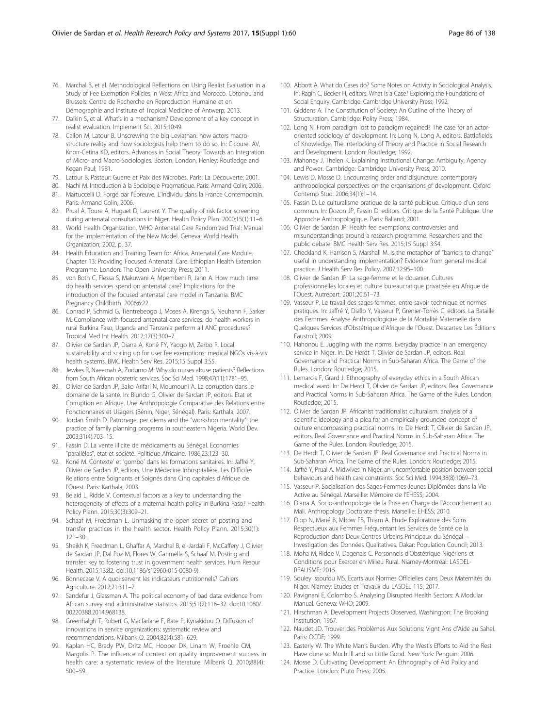76. Marchal B, et al. Methodological Reflections on Using Realist Evaluation in a Study of Fee Exemption Policies in West Africa and Morocco. Cotonou and Brussels: Centre de Recherche en Reproduction Humaine et en Démographie and Institute of Tropical Medicine of Antwerp; 2013.
77. Dalkin S, et al. What's in a mechanism? Development of a key concept in realist evaluation. Implement Sci. 2015;10:49.
78. Callon M, Latour B. Unscrewing the big Leviathan: how actors macro-structure reality and how sociologists help them to do so. In: Cicourel AV, Knorr-Cetina KD, editors. Advances in Social Theory: Towards an Integration of Micro- and Macro-Sociologies. Boston, London, Henley: Routledge and Kegan Paul; 1981.
79. Latour B. Pasteur: Guerre et Paix des Microbes. Paris: La Découverte; 2001.
80. Nachi M. Introduction à la Sociologie Pragmatique. Paris: Armand Colin; 2006.
81. Martuccelli D. Forgé par l'Épreuve. L'Individu dans la France Contemporain. Paris: Armand Colin; 2006.
82. Prual A, Toure A, Huguet D, Laurent Y. The quality of risk factor screening during antenatal consultations in Niger. Health Policy Plan. 2000;15(1):11–6.
83. World Health Organization. WHO Antenatal Care Randomized Trial: Manual for the Implementation of the New Model. Geneva: World Health Organization; 2002. p. 37.
84. Health Education and Training Team for Africa. Antenatal Care Module. Chapter 13: Providing Focused Antenatal Care. Ethiopian Health Extension Programme. London: The Open University Press; 2011.
85. von Both C, Flessa S, Makuwani A, Mpembeni R, Jahn A. How much time do health services spend on antenatal care? Implications for the introduction of the focused antenatal care model in Tanzania. BMC Pregnancy Childbirth. 2006;6:22.
86. Conrad P, Schmid G, Tientrebeogo J, Moses A, Kirenga S, Neuhann F, Sarker M. Compliance with focused antenatal care services: do health workers in rural Burkina Faso, Uganda and Tanzania perform all ANC procedures? Tropical Med Int Health. 2012;17(3):300–7.
87. Olivier de Sardan JP, Diarra A, Koné FY, Yaogo M, Zerbo R. Local sustainability and scaling up for user fee exemptions: medical NGOs vis-à-vis health systems. BMC Health Serv Res. 2015;15 Suppl 3:S5.
88. Jewkes R, Naeemah A, Zodumo M. Why do nurses abuse patients? Reflections from South African obstetric services. Soc Sci Med. 1998;47(11):1781–95.
89. Olivier de Sardan JP, Bako Arifari N, Moumouni A. La corruption dans le domaine de la santé. In: Blundo G, Olivier de Sardan JP, editors. Etat et Corruption en Afrique. Une Anthropologie Comparative des Relations entre Fonctionnaires et Usagers (Bénin, Niger, Sénégal). Paris: Karthala; 2007.
90. Jordan Smith D. Patronage, per diems and the "workshop mentality": the practice of family planning programs in southeastern Nigeria. World Dev. 2003;31(4):703–15.
91. Fassin D. La vente illicite de médicaments au Sénégal. Economies "parallèles", etat et société. Politique Africaine. 1986;23:123–30.
92. Koné M. Contexte' et 'gombo' dans les formations sanitaires. In: Jaffré Y, Olivier de Sardan JP, editors. Une Médecine Inhospitalière. Les Difficiles Relations entre Soignants et Soignés dans Cinq capitales d'Afrique de l'Ouest. Paris: Karthala; 2003.
93. Belaid L, Ridde V. Contextual factors as a key to understanding the heterogeneity of effects of a maternal health policy in Burkina Faso? Health Policy Plann. 2015;30(3):309–21.
94. Schaaf M, Freedman L. Unmasking the open secret of posting and transfer practices in the health sector. Health Policy Plann. 2015;30(1): 121–30.
95. Sheikh K, Freedman L, Ghaffar A, Marchal B, el-Jardali F, McCaffery J, Olivier de Sardan JP, Dal Poz M, Flores W, Garimella S, Schaaf M. Posting and transfer: key to fostering trust in government health services. Hum Resour Health. 2015;13:82. doi:10.1186/s12960-015-0080-9).
96. Bonnecase V. A quoi servent les indicateurs nutritionnels? Cahiers Agriculture. 2012;21:311–7.
97. Sandefur J, Glassman A. The political economy of bad data: evidence from African survey and administrative statistics. 2015;51(2):116–32. doi:10.1080/00220388.2014.968138.
98. Greenhalgh T, Robert G, Macfarlane F, Bate P, Kyriakidou O. Diffusion of innovations in service organizations: systematic review and recommendations. Milbank Q. 2004;82(4):581–629.
99. Kaplan HC, Brady PW, Dritz MC, Hooper DK, Linam W, Froehle CM, Margolis P. The influence of context on quality improvement success in health care: a systematic review of the literature. Milbank Q. 2010;88(4): 500–59.
100. Abbott A. What do Cases do? Some Notes on Activity in Sociological Analysis. In: Ragin C, Becker H, editors. What is a Case? Exploring the Foundations of Social Enquiry. Cambridge: Cambridge University Press; 1992.
101. Giddens A. The Constitution of Society: An Outline of the Theory of Structuration. Cambridge: Polity Press; 1984.
102. Long N. From paradigm lost to paradigm regained? The case for an actor-oriented sociology of development. In: Long N, Long A, editors. Battlefields of Knowledge. The Interlocking of Theory and Practice in Social Research and Development. London: Routledge; 1992.
103. Mahoney J, Thelen K. Explaining Institutional Change: Ambiguity, Agency and Power. Cambridge: Cambridge University Press; 2010.
104. Lewis D, Mosse D. Encountering order and disjuncture: contemporary anthropological perspectives on the organisations of development. Oxford Contemp Stud. 2006;34(1):1–14.
105. Fassin D. Le culturalisme pratique de la santé publique. Critique d'un sens commun. In: Dozon JP, Fassin D, editors. Critique de la Santé Publique. Une Approche Anthropologique. Paris: Balland; 2001.
106. Olivier de Sardan JP. Health fee exemptions: controversies and misunderstandings around a research programme. Researchers and the public debate. BMC Health Serv Res. 2015;15 Suppl 3:S4.
107. Checkland K, Harrison S, Marshall M. Is the metaphor of "barriers to change" useful in understanding implementation? Evidence from general medical practice. J Health Serv Res Policy. 2007;12:95–100.
108. Olivier de Sardan JP. La sage-femme et le douanier. Cultures professionnelles locales et culture bureaucratique privatisée en Afrique de l'Ouest. Autrepart. 2001;20:61–73.
109. Vasseur P. Le travail des sages-femmes, entre savoir technique et normes pratiques. In: Jaffré Y, Diallo Y, Vasseur P, Grenier-Torrès C, editors. La Bataille des Femmes. Analyse Anthropologique de la Mortalité Maternelle dans Quelques Services d'Obstétrique d'Afrique de l'Ouest. Descartes: Les Éditions Faustroll; 2009.
110. Hahonou E. Juggling with the norms. Everyday practice in an emergency service in Niger. In: De Herdt T, Olivier de Sardan JP, editors. Real Governance and Practical Norms in Sub-Saharan Africa. The Game of the Rules. London: Routledge; 2015.
111. Lemarcis F, Grard J. Ethnography of everyday ethics in a South African medical ward. In: De Herdt T, Olivier de Sardan JP, editors. Real Governance and Practical Norms in Sub-Saharan Africa. The Game of the Rules. London: Routledge; 2015.
112. Olivier de Sardan JP. Africanist traditionalist culturalism: analysis of a scientific ideology and a plea for an empirically grounded concept of culture encompassing practical norms. In: De Herdt T, Olivier de Sardan JP, editors. Real Governance and Practical Norms in Sub-Saharan Africa. The Game of the Rules. London: Routledge; 2015.
113. De Herdt T, Olivier de Sardan JP. Real Governance and Practical Norms in Sub-Saharan Africa. The Game of the Rules. London: Routledge; 2015.
114. Jaffré Y, Prual A. Midwives in Niger: an uncomfortable position between social behaviours and health care constraints. Soc Sci Med. 1994;38(8):1069–73.
115. Vasseur P. Socialisation des Sages-Femmes Jeunes Diplômées dans la Vie Active au Sénégal. Marseille: Mémoire de l'EHESS; 2004.
116. Diarra A. Socio-anthropologie de la Prise en Charge de l'Accouchement au Mali. Anthropology Doctorate thesis. Marseille: EHESS; 2010.
117. Diop N, Mané B, Mbow FB, Thiam A. Etude Exploratoire des Soins Respectueux aux Femmes Fréquentant les Services de Santé de la Reproduction dans Deux Centres Urbains Principaux du Sénégal – Investigation des Données Qualitatives. Dakar: Population Council; 2013.
118. Moha M, Ridde V, Dagenais C. Personnels d'Obstétrique Nigériens et Conditions pour Exercer en Milieu Rural. Niamey-Montréal: LASDEL-REALISME; 2015.
119. Souley Issoufou MS. Ecarts aux Normes Officielles dans Deux Maternités du Niger. Niamey: Etudes et Travaux du LASDEL 115; 2017.
120. Pavignani E, Colombo S. Analysing Disrupted Health Sectors: A Modular Manual. Geneva: WHO; 2009.
121. Hirschman A. Development Projects Observed. Washington: The Brooking Institution; 1967.
122. Naudet JD. Trouver des Problèmes Aux Solutions: Vignt Ans d'Aide au Sahel. Paris: OCDE; 1999.
123. Easterly W. The White Man's Burden. Why the West's Efforts to Aid the Rest Have done so Much Ill and so Little Good. New York: Penguin; 2006.
124. Mosse D. Cultivating Development: An Ethnography of Aid Policy and Practice. London: Pluto Press; 2005.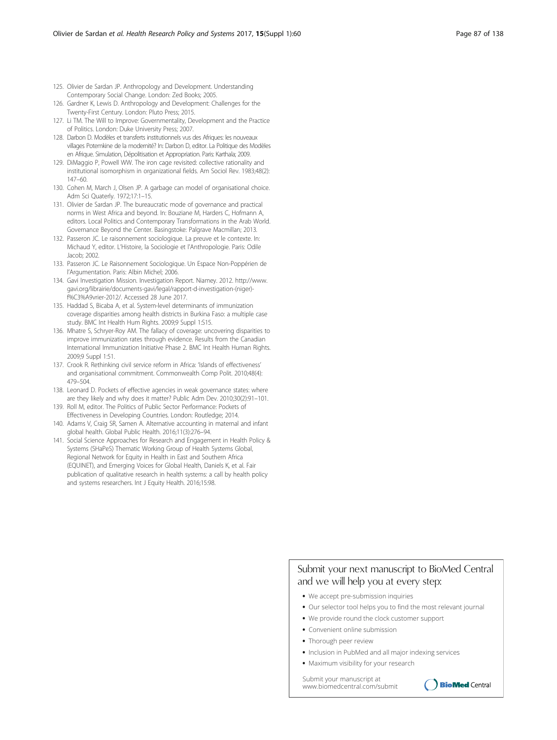125. Olivier de Sardan JP. Anthropology and Development. Understanding Contemporary Social Change. London: Zed Books; 2005.
126. Gardner K, Lewis D. Anthropology and Development: Challenges for the Twenty-First Century. London: Pluto Press; 2015.
127. Li TM. The Will to Improve: Governmentality, Development and the Practice of Politics. London: Duke University Press; 2007.
128. Darbon D. Modèles et transferts institutionnels vus des Afriques: les nouveaux villages Potemkine de la modernité? In: Darbon D, editor. La Politique des Modèles en Afrique. Simulation, Dépolitisation et Appropriation. Paris: Karthala; 2009.
129. DiMaggio P, Powell WW. The iron cage revisited: collective rationality and institutional isomorphism in organizational fields. Am Sociol Rev. 1983;48(2): 147–60.
130. Cohen M, March J, Olsen JP. A garbage can model of organisational choice. Adm Sci Quaterly. 1972;17:1–15.
131. Olivier de Sardan JP. The bureaucratic mode of governance and practical norms in West Africa and beyond. In: Bouziane M, Harders C, Hofmann A, editors. Local Politics and Contemporary Transformations in the Arab World. Governance Beyond the Center. Basingstoke: Palgrave Macmillan; 2013.
132. Passeron JC. Le raisonnement sociologique. La preuve et le contexte. In: Michaud Y, editor. L'Histoire, la Sociologie et l'Anthropologie. Paris: Odile Jacob; 2002.
133. Passeron JC. Le Raisonnement Sociologique. Un Espace Non-Poppérien de l'Argumentation. Paris: Albin Michel; 2006.
134. Gavi Investigation Mission. Investigation Report. Niamey. 2012. http://www.gavi.org/librairie/documents-gavi/legal/rapport-d-investigation-(niger)-f%C3%A9vrier-2012/. Accessed 28 June 2017.
135. Haddad S, Bicaba A, et al. System-level determinants of immunization coverage disparities among health districts in Burkina Faso: a multiple case study. BMC Int Health Hum Rights. 2009;9 Suppl 1:S15.
136. Mhatre S, Schryer-Roy AM. The fallacy of coverage: uncovering disparities to improve immunization rates through evidence. Results from the Canadian International Immunization Initiative Phase 2. BMC Int Health Human Rights. 2009;9 Suppl 1:S1.
137. Crook R. Rethinking civil service reform in Africa: 'Islands of effectiveness' and organisational commitment. Commonwealth Comp Polit. 2010;48(4): 479–504.
138. Leonard D. Pockets of effective agencies in weak governance states: where are they likely and why does it matter? Public Adm Dev. 2010;30(2):91–101.
139. Roll M, editor. The Politics of Public Sector Performance: Pockets of Effectiveness in Developing Countries. London: Routledge; 2014.
140. Adams V, Craig SR, Samen A. Alternative accounting in maternal and infant global health. Global Public Health. 2016;11(3):276–94.
141. Social Science Approaches for Research and Engagement in Health Policy & Systems (SHaPeS) Thematic Working Group of Health Systems Global, Regional Network for Equity in Health in East and Southern Africa (EQUINET), and Emerging Voices for Global Health, Daniels K, et al. Fair publication of qualitative research in health systems: a call by health policy and systems researchers. Int J Equity Health. 2016;15:98.

Submit your next manuscript to BioMed Central and we will help you at every step:

- We accept pre-submission inquiries
- Our selector tool helps you to find the most relevant journal
- We provide round the clock customer support
- Convenient online submission
- Thorough peer review
- Inclusion in PubMed and all major indexing services
- Maximum visibility for your research

Submit your manuscript at www.biomedcentral.com/submit

BioMed Central